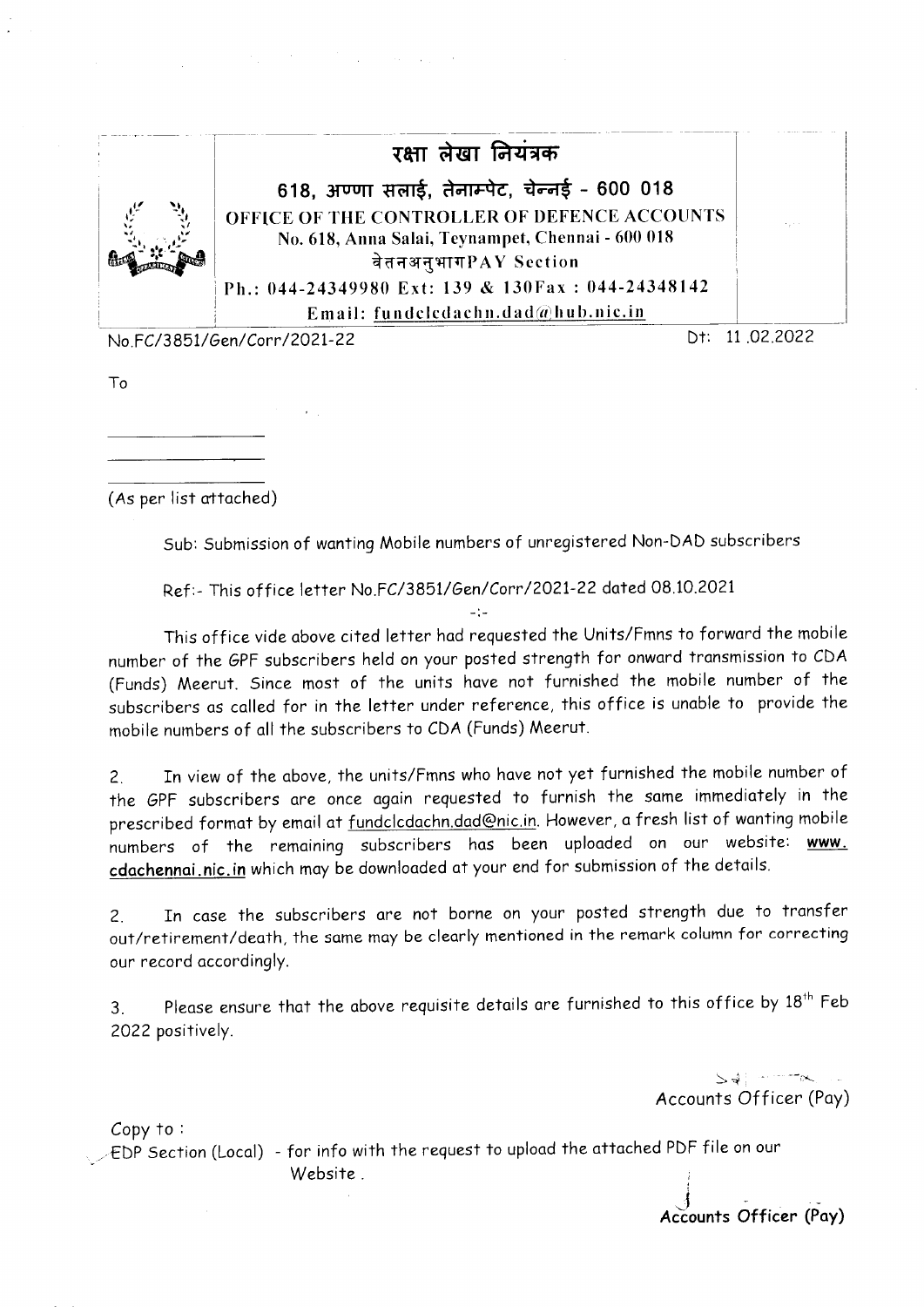# रक्षा लेखा नियंत्रक

**618, अण्णा सलाई, तेनाम्पेट, चेन्नई - 600 018**

**OFFICE OF THE CONTROLLER OF DEFENCE ACCOUNTS**

**No. 618, Anna Salai, Teynampet, Chennai - 600 018**

**वेतनअनुभागPAY Section**

**Ph.: 044-24349980 Ext: 139 & 130Fax : 044-24348142**

**Email: fundclcdachn.dad@hub.nic.in**

No.FC/3851/Gen/Corr/2021-22 Dt: 11.02.2022

To

\_\_\_\_\_\_\_\_\_\_\_\_\_\_\_\_

\_\_\_\_\_\_\_\_\_\_\_\_\_\_\_\_

\_\_\_\_\_\_\_\_\_\_\_\_\_\_\_\_

*(As per list attached)*

Sub: Submission of wanting Mobile numbers of unregistered Non-DAD subscribers

Ref:- This office letter No.FC/3851/Gen/Corr/2021-22 dated 08.10.2021

-:-

This office vide above cited letter had requested the Units/Fmns to forward the mobile number of the GPF subscribers held on your posted strength for onward transmission to CDA (Funds) Meerut. Since most of the units have not furnished the mobile number of the subscribers as called for in the letter under reference, this office is unable to provide the mobile numbers of all the subscribers to CDA (Funds) Meerut.

2. In view of the above, the units/Fmns who have not yet furnished the mobile number of the GPF subscribers are once again requested to furnish the same immediately in the prescribed format by email at fundclcdachn.dad@nic.in. However, a fresh list of wanting mobile numbers of the remaining subscribers has been uploaded on our website: **www. cdachennai.nic.in** which may be downloaded at your end for submission of the details.

2. In case the subscribers are not borne on your posted strength due to transfer out/retirement/death, the same may be clearly mentioned in the remark column for correcting our record accordingly.

3. Please ensure that the above requisite details are furnished to this office by 18th Feb 2022 positively.

Accounts Officer (Pay)

Copy to :

EDP Section (Local) - for info with the request to upload the attached PDF file on our Website.

**Accounts Officer (Pay)**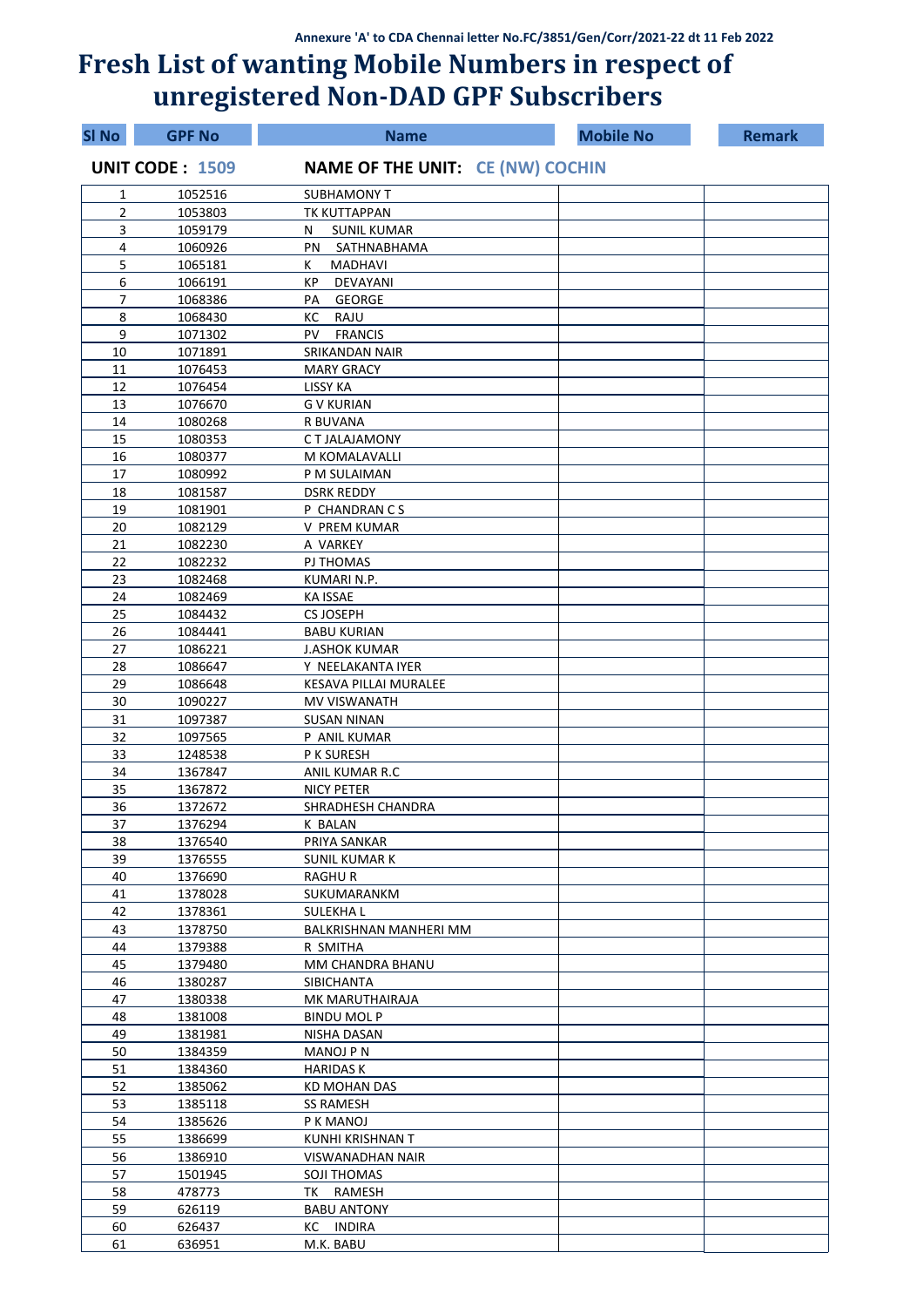Annexure 'A' to CDA Chennai letter No.FC/3851/Gen/Corr/2021-22 dt 11 Feb 2022

# Fresh List of wanting Mobile Numbers in respect of unregistered Non-DAD GPF Subscribers

**UNIT CODE : 1509** **NAME OF THE UNIT: CE (NW) COCHIN**

| Sl No | GPF No | Name | Mobile No | Remark |
|---|---|---|---|---|
| 1 | 1052516 | SUBHAMONY T | | |
| 2 | 1053803 | TK KUTTAPPAN | | |
| 3 | 1059179 | N SUNIL KUMAR | | |
| 4 | 1060926 | PN SATHNABHAMA | | |
| 5 | 1065181 | K MADHAVI | | |
| 6 | 1066191 | KP DEVAYANI | | |
| 7 | 1068386 | PA GEORGE | | |
| 8 | 1068430 | KC RAJU | | |
| 9 | 1071302 | PV FRANCIS | | |
| 10 | 1071891 | SRIKANDAN NAIR | | |
| 11 | 1076453 | MARY GRACY | | |
| 12 | 1076454 | LISSY KA | | |
| 13 | 1076670 | G V KURIAN | | |
| 14 | 1080268 | R BUVANA | | |
| 15 | 1080353 | C T JALAJAMONY | | |
| 16 | 1080377 | M KOMALAVALLI | | |
| 17 | 1080992 | P M SULAIMAN | | |
| 18 | 1081587 | DSRK REDDY | | |
| 19 | 1081901 | P CHANDRAN C S | | |
| 20 | 1082129 | V PREM KUMAR | | |
| 21 | 1082230 | A VARKEY | | |
| 22 | 1082232 | PJ THOMAS | | |
| 23 | 1082468 | KUMARI N.P. | | |
| 24 | 1082469 | KA ISSAE | | |
| 25 | 1084432 | CS JOSEPH | | |
| 26 | 1084441 | BABU KURIAN | | |
| 27 | 1086221 | J.ASHOK KUMAR | | |
| 28 | 1086647 | Y NEELAKANTA IYER | | |
| 29 | 1086648 | KESAVA PILLAI MURALEE | | |
| 30 | 1090227 | MV VISWANATH | | |
| 31 | 1097387 | SUSAN NINAN | | |
| 32 | 1097565 | P ANIL KUMAR | | |
| 33 | 1248538 | P K SURESH | | |
| 34 | 1367847 | ANIL KUMAR R.C | | |
| 35 | 1367872 | NICY PETER | | |
| 36 | 1372672 | SHRADHESH CHANDRA | | |
| 37 | 1376294 | K BALAN | | |
| 38 | 1376540 | PRIYA SANKAR | | |
| 39 | 1376555 | SUNIL KUMAR K | | |
| 40 | 1376690 | RAGHU R | | |
| 41 | 1378028 | SUKUMARANKM | | |
| 42 | 1378361 | SULEKHA L | | |
| 43 | 1378750 | BALKRISHNAN MANHERI MM | | |
| 44 | 1379388 | R SMITHA | | |
| 45 | 1379480 | MM CHANDRA BHANU | | |
| 46 | 1380287 | SIBICHANTA | | |
| 47 | 1380338 | MK MARUTHAIRAJA | | |
| 48 | 1381008 | BINDU MOL P | | |
| 49 | 1381981 | NISHA DASAN | | |
| 50 | 1384359 | MANOJ P N | | |
| 51 | 1384360 | HARIDAS K | | |
| 52 | 1385062 | KD MOHAN DAS | | |
| 53 | 1385118 | SS RAMESH | | |
| 54 | 1385626 | P K MANOJ | | |
| 55 | 1386699 | KUNHI KRISHNAN T | | |
| 56 | 1386910 | VISWANADHAN NAIR | | |
| 57 | 1501945 | SOJI THOMAS | | |
| 58 | 478773 | TK RAMESH | | |
| 59 | 626119 | BABU ANTONY | | |
| 60 | 626437 | KC INDIRA | | |
| 61 | 636951 | M.K. BABU | | |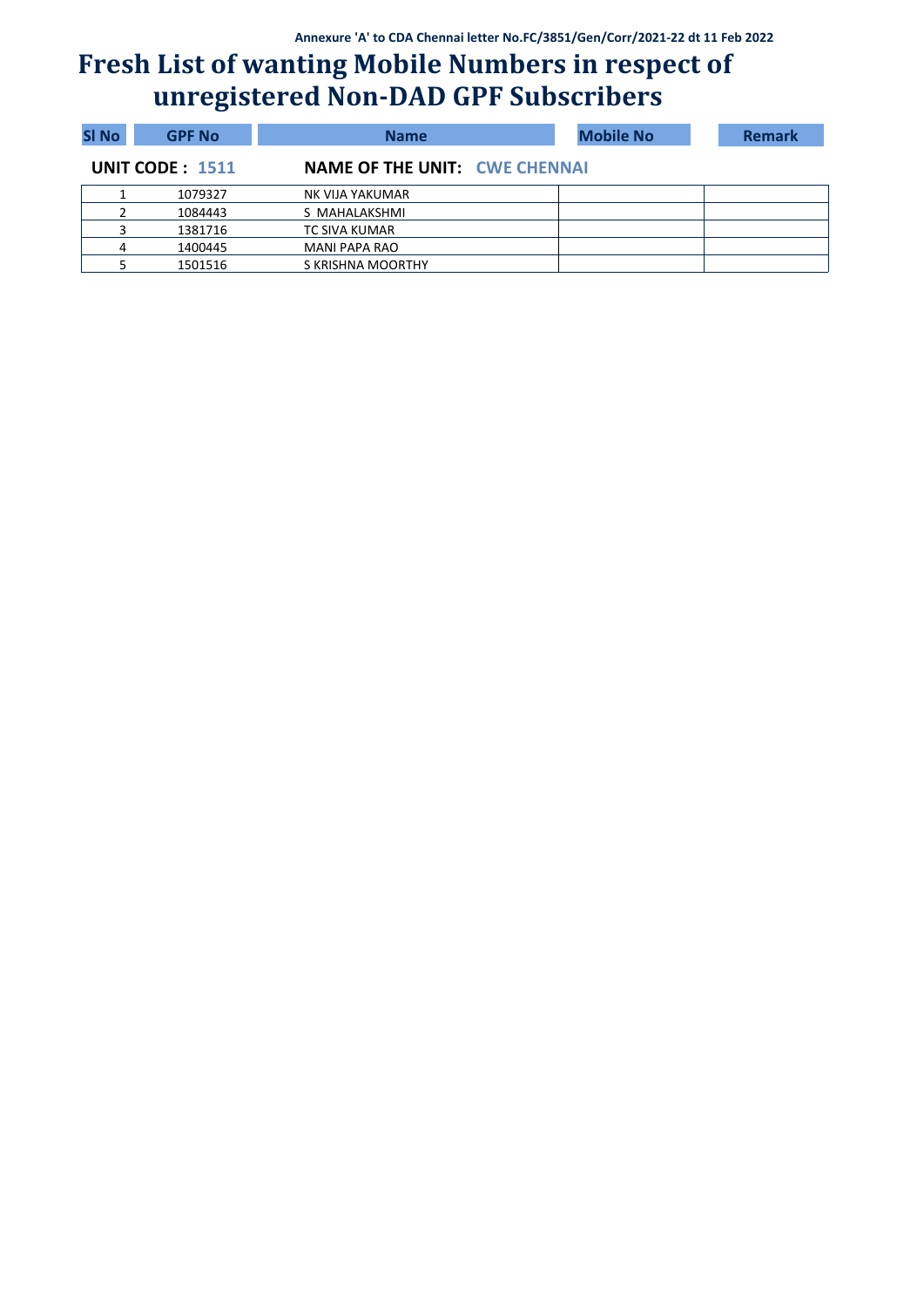Annexure 'A' to CDA Chennai letter No.FC/3851/Gen/Corr/2021-22 dt 11 Feb 2022

# Fresh List of wanting Mobile Numbers in respect of unregistered Non-DAD GPF Subscribers

**UNIT CODE : 1511** **NAME OF THE UNIT: CWE CHENNAI**

| Sl No | GPF No | Name | Mobile No | Remark |
|---|---|---|---|---|
| 1 | 1079327 | NK VIJA YAKUMAR | | |
| 2 | 1084443 | S MAHALAKSHMI | | |
| 3 | 1381716 | TC SIVA KUMAR | | |
| 4 | 1400445 | MANI PAPA RAO | | |
| 5 | 1501516 | S KRISHNA MOORTHY | | |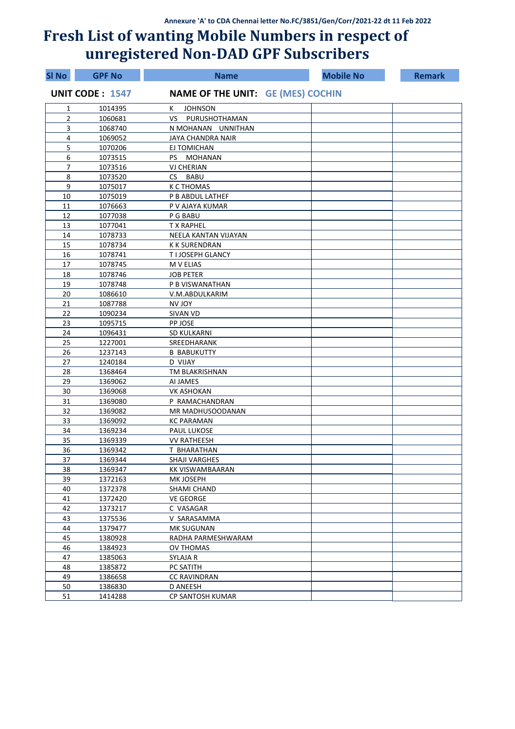Annexure 'A' to CDA Chennai letter No.FC/3851/Gen/Corr/2021-22 dt 11 Feb 2022

# Fresh List of wanting Mobile Numbers in respect of unregistered Non-DAD GPF Subscribers

**UNIT CODE : 1547** **NAME OF THE UNIT: GE (MES) COCHIN**

| Sl No | GPF No | Name | Mobile No | Remark |
|---|---|---|---|---|
| 1 | 1014395 | K JOHNSON | | |
| 2 | 1060681 | VS PURUSHOTHAMAN | | |
| 3 | 1068740 | N MOHANAN UNNITHAN | | |
| 4 | 1069052 | JAYA CHANDRA NAIR | | |
| 5 | 1070206 | EJ TOMICHAN | | |
| 6 | 1073515 | PS MOHANAN | | |
| 7 | 1073516 | VJ CHERIAN | | |
| 8 | 1073520 | CS BABU | | |
| 9 | 1075017 | K C THOMAS | | |
| 10 | 1075019 | P B ABDUL LATHEF | | |
| 11 | 1076663 | P V AJAYA KUMAR | | |
| 12 | 1077038 | P G BABU | | |
| 13 | 1077041 | T X RAPHEL | | |
| 14 | 1078733 | NEELA KANTAN VIJAYAN | | |
| 15 | 1078734 | K K SURENDRAN | | |
| 16 | 1078741 | T I JOSEPH GLANCY | | |
| 17 | 1078745 | M V ELIAS | | |
| 18 | 1078746 | JOB PETER | | |
| 19 | 1078748 | P B VISWANATHAN | | |
| 20 | 1086610 | V.M.ABDULKARIM | | |
| 21 | 1087788 | NV JOY | | |
| 22 | 1090234 | SIVAN VD | | |
| 23 | 1095715 | PP JOSE | | |
| 24 | 1096431 | SD KULKARNI | | |
| 25 | 1227001 | SREEDHARANK | | |
| 26 | 1237143 | B BABUKUTTY | | |
| 27 | 1240184 | D VIJAY | | |
| 28 | 1368464 | TM BLAKRISHNAN | | |
| 29 | 1369062 | AI JAMES | | |
| 30 | 1369068 | VK ASHOKAN | | |
| 31 | 1369080 | P RAMACHANDRAN | | |
| 32 | 1369082 | MR MADHUSOODANAN | | |
| 33 | 1369092 | KC PARAMAN | | |
| 34 | 1369234 | PAUL LUKOSE | | |
| 35 | 1369339 | VV RATHEESH | | |
| 36 | 1369342 | T BHARATHAN | | |
| 37 | 1369344 | SHAJI VARGHES | | |
| 38 | 1369347 | KK VISWAMBAARAN | | |
| 39 | 1372163 | MK JOSEPH | | |
| 40 | 1372378 | SHAMI CHAND | | |
| 41 | 1372420 | VE GEORGE | | |
| 42 | 1373217 | C VASAGAR | | |
| 43 | 1375536 | V SARASAMMA | | |
| 44 | 1379477 | MK SUGUNAN | | |
| 45 | 1380928 | RADHA PARMESHWARAM | | |
| 46 | 1384923 | OV THOMAS | | |
| 47 | 1385063 | SYLAJA R | | |
| 48 | 1385872 | PC SATITH | | |
| 49 | 1386658 | CC RAVINDRAN | | |
| 50 | 1386830 | D ANEESH | | |
| 51 | 1414288 | CP SANTOSH KUMAR | | |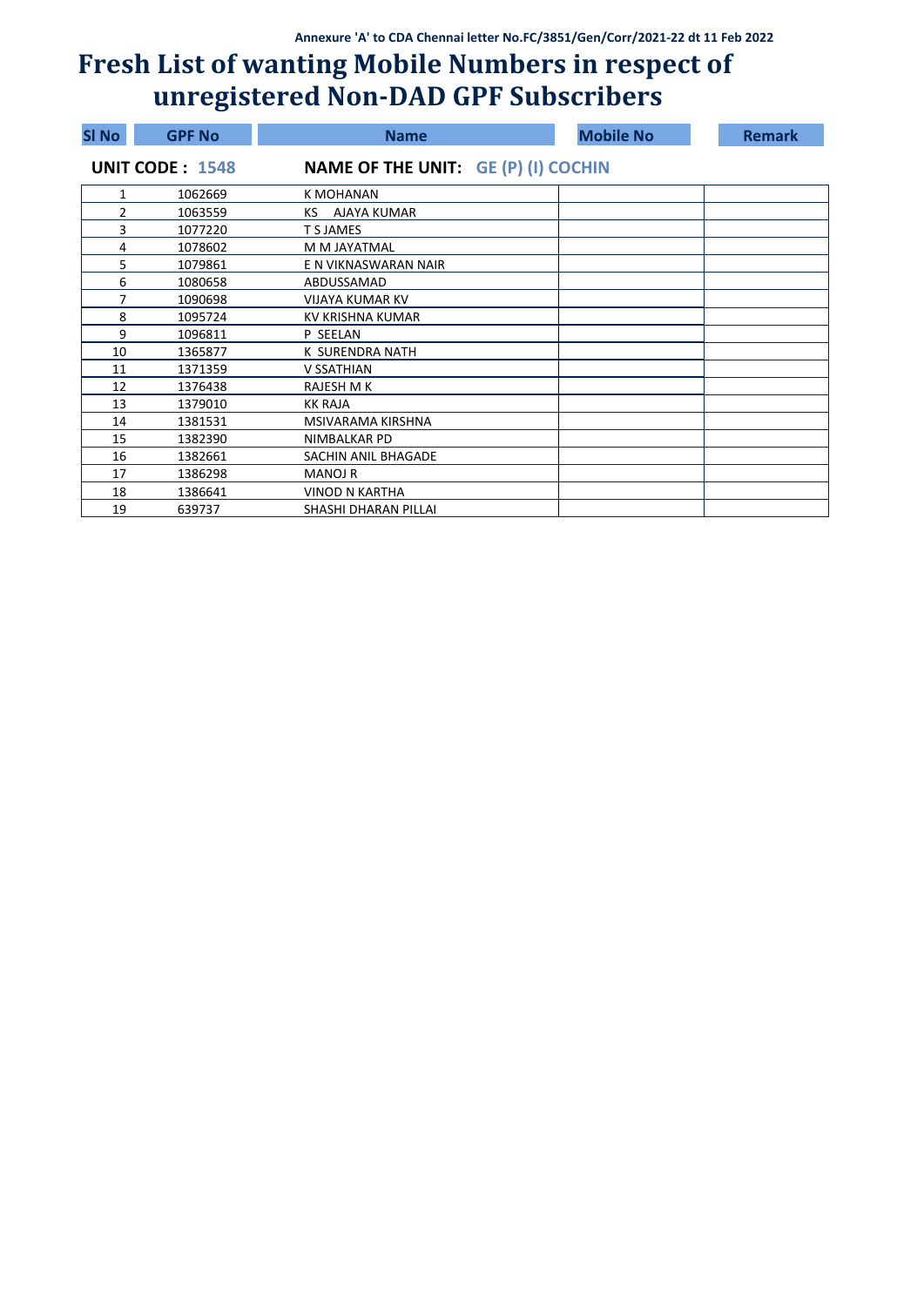Annexure 'A' to CDA Chennai letter No.FC/3851/Gen/Corr/2021-22 dt 11 Feb 2022

# Fresh List of wanting Mobile Numbers in respect of unregistered Non-DAD GPF Subscribers

**UNIT CODE : 1548** **NAME OF THE UNIT: GE (P) (I) COCHIN**

| Sl No | GPF No | Name | Mobile No | Remark |
|---|---|---|---|---|
| 1 | 1062669 | K MOHANAN | | |
| 2 | 1063559 | KS AJAYA KUMAR | | |
| 3 | 1077220 | T S JAMES | | |
| 4 | 1078602 | M M JAYATMAL | | |
| 5 | 1079861 | E N VIKNASWARAN NAIR | | |
| 6 | 1080658 | ABDUSSAMAD | | |
| 7 | 1090698 | VIJAYA KUMAR KV | | |
| 8 | 1095724 | KV KRISHNA KUMAR | | |
| 9 | 1096811 | P SEELAN | | |
| 10 | 1365877 | K SURENDRA NATH | | |
| 11 | 1371359 | V SSATHIAN | | |
| 12 | 1376438 | RAJESH M K | | |
| 13 | 1379010 | KK RAJA | | |
| 14 | 1381531 | MSIVARAMA KIRSHNA | | |
| 15 | 1382390 | NIMBALKAR PD | | |
| 16 | 1382661 | SACHIN ANIL BHAGADE | | |
| 17 | 1386298 | MANOJ R | | |
| 18 | 1386641 | VINOD N KARTHA | | |
| 19 | 639737 | SHASHI DHARAN PILLAI | | |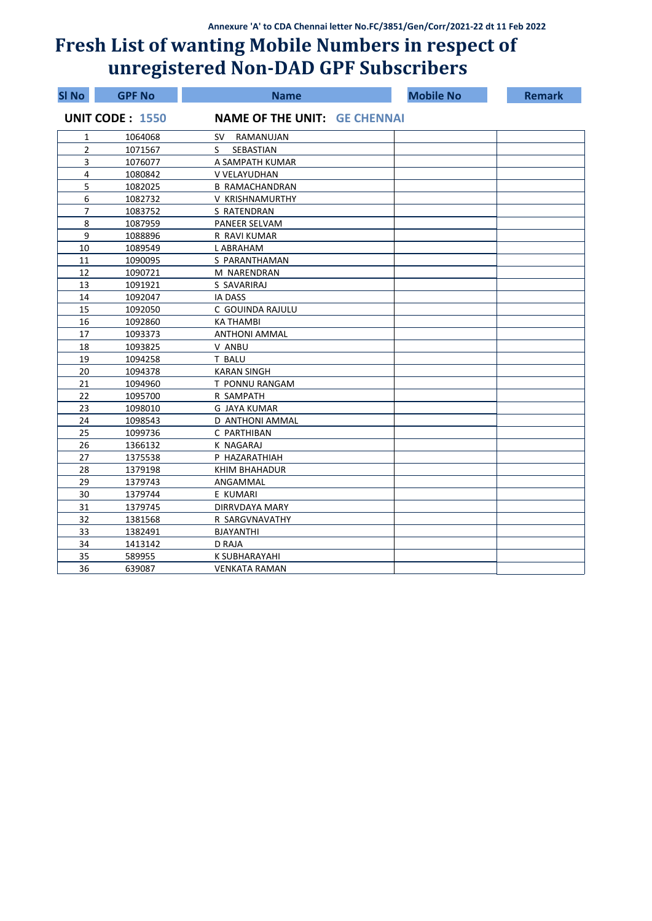Annexure 'A' to CDA Chennai letter No.FC/3851/Gen/Corr/2021-22 dt 11 Feb 2022

# Fresh List of wanting Mobile Numbers in respect of unregistered Non-DAD GPF Subscribers

| Sl No | GPF No | Name | Mobile No | Remark |
|---|---|---|---|---|
| **UNIT CODE : 1550** | | **NAME OF THE UNIT: GE CHENNAI** | | |
| 1 | 1064068 | SV RAMANUJAN | | |
| 2 | 1071567 | S SEBASTIAN | | |
| 3 | 1076077 | A SAMPATH KUMAR | | |
| 4 | 1080842 | V VELAYUDHAN | | |
| 5 | 1082025 | B RAMACHANDRAN | | |
| 6 | 1082732 | V KRISHNAMURTHY | | |
| 7 | 1083752 | S RATENDRAN | | |
| 8 | 1087959 | PANEER SELVAM | | |
| 9 | 1088896 | R RAVI KUMAR | | |
| 10 | 1089549 | L ABRAHAM | | |
| 11 | 1090095 | S PARANTHAMAN | | |
| 12 | 1090721 | M NARENDRAN | | |
| 13 | 1091921 | S SAVARIRAJ | | |
| 14 | 1092047 | IA DASS | | |
| 15 | 1092050 | C GOUINDA RAJULU | | |
| 16 | 1092860 | KA THAMBI | | |
| 17 | 1093373 | ANTHONI AMMAL | | |
| 18 | 1093825 | V ANBU | | |
| 19 | 1094258 | T BALU | | |
| 20 | 1094378 | KARAN SINGH | | |
| 21 | 1094960 | T PONNU RANGAM | | |
| 22 | 1095700 | R SAMPATH | | |
| 23 | 1098010 | G JAYA KUMAR | | |
| 24 | 1098543 | D ANTHONI AMMAL | | |
| 25 | 1099736 | C PARTHIBAN | | |
| 26 | 1366132 | K NAGARAJ | | |
| 27 | 1375538 | P HAZARATHIAH | | |
| 28 | 1379198 | KHIM BHAHADUR | | |
| 29 | 1379743 | ANGAMMAL | | |
| 30 | 1379744 | E KUMARI | | |
| 31 | 1379745 | DIRRVDAYA MARY | | |
| 32 | 1381568 | R SARGVNAVATHY | | |
| 33 | 1382491 | BJAYANTHI | | |
| 34 | 1413142 | D RAJA | | |
| 35 | 589955 | K SUBHARAYAHI | | |
| 36 | 639087 | VENKATA RAMAN | | |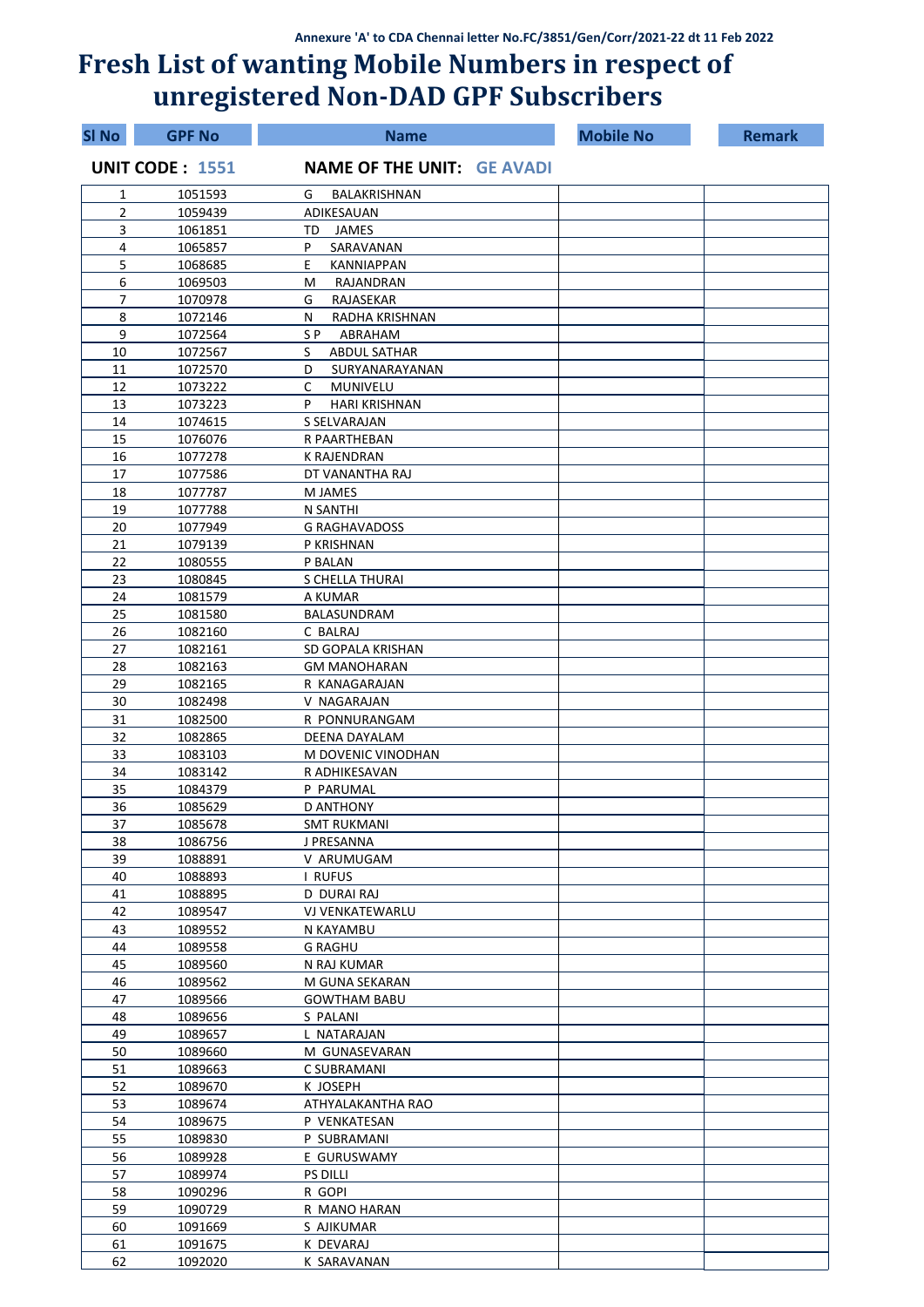Annexure 'A' to CDA Chennai letter No.FC/3851/Gen/Corr/2021-22 dt 11 Feb 2022

# Fresh List of wanting Mobile Numbers in respect of unregistered Non-DAD GPF Subscribers

**UNIT CODE : 1551** **NAME OF THE UNIT: GE AVADI**

| Sl No | GPF No | Name | Mobile No | Remark |
|---|---|---|---|---|
| 1 | 1051593 | G BALAKRISHNAN | | |
| 2 | 1059439 | ADIKESAUAN | | |
| 3 | 1061851 | TD JAMES | | |
| 4 | 1065857 | P SARAVANAN | | |
| 5 | 1068685 | E KANNIAPPAN | | |
| 6 | 1069503 | M RAJANDRAN | | |
| 7 | 1070978 | G RAJASEKAR | | |
| 8 | 1072146 | N RADHA KRISHNAN | | |
| 9 | 1072564 | S P ABRAHAM | | |
| 10 | 1072567 | S ABDUL SATHAR | | |
| 11 | 1072570 | D SURYANARAYANAN | | |
| 12 | 1073222 | C MUNIVELU | | |
| 13 | 1073223 | P HARI KRISHNAN | | |
| 14 | 1074615 | S SELVARAJAN | | |
| 15 | 1076076 | R PAARTHEBAN | | |
| 16 | 1077278 | K RAJENDRAN | | |
| 17 | 1077586 | DT VANANTHA RAJ | | |
| 18 | 1077787 | M JAMES | | |
| 19 | 1077788 | N SANTHI | | |
| 20 | 1077949 | G RAGHAVADOSS | | |
| 21 | 1079139 | P KRISHNAN | | |
| 22 | 1080555 | P BALAN | | |
| 23 | 1080845 | S CHELLA THURAI | | |
| 24 | 1081579 | A KUMAR | | |
| 25 | 1081580 | BALASUNDRAM | | |
| 26 | 1082160 | C BALRAJ | | |
| 27 | 1082161 | SD GOPALA KRISHAN | | |
| 28 | 1082163 | GM MANOHARAN | | |
| 29 | 1082165 | R KANAGARAJAN | | |
| 30 | 1082498 | V NAGARAJAN | | |
| 31 | 1082500 | R PONNURANGAM | | |
| 32 | 1082865 | DEENA DAYALAM | | |
| 33 | 1083103 | M DOVENIC VINODHAN | | |
| 34 | 1083142 | R ADHIKESAVAN | | |
| 35 | 1084379 | P PARUMAL | | |
| 36 | 1085629 | D ANTHONY | | |
| 37 | 1085678 | SMT RUKMANI | | |
| 38 | 1086756 | J PRESANNA | | |
| 39 | 1088891 | V ARUMUGAM | | |
| 40 | 1088893 | I RUFUS | | |
| 41 | 1088895 | D DURAI RAJ | | |
| 42 | 1089547 | VJ VENKATEWARLU | | |
| 43 | 1089552 | N KAYAMBU | | |
| 44 | 1089558 | G RAGHU | | |
| 45 | 1089560 | N RAJ KUMAR | | |
| 46 | 1089562 | M GUNA SEKARAN | | |
| 47 | 1089566 | GOWTHAM BABU | | |
| 48 | 1089656 | S PALANI | | |
| 49 | 1089657 | L NATARAJAN | | |
| 50 | 1089660 | M GUNASEVARAN | | |
| 51 | 1089663 | C SUBRAMANI | | |
| 52 | 1089670 | K JOSEPH | | |
| 53 | 1089674 | ATHYALAKANTHA RAO | | |
| 54 | 1089675 | P VENKATESAN | | |
| 55 | 1089830 | P SUBRAMANI | | |
| 56 | 1089928 | E GURUSWAMY | | |
| 57 | 1089974 | PS DILLI | | |
| 58 | 1090296 | R GOPI | | |
| 59 | 1090729 | R MANO HARAN | | |
| 60 | 1091669 | S AJIKUMAR | | |
| 61 | 1091675 | K DEVARAJ | | |
| 62 | 1092020 | K SARAVANAN | | |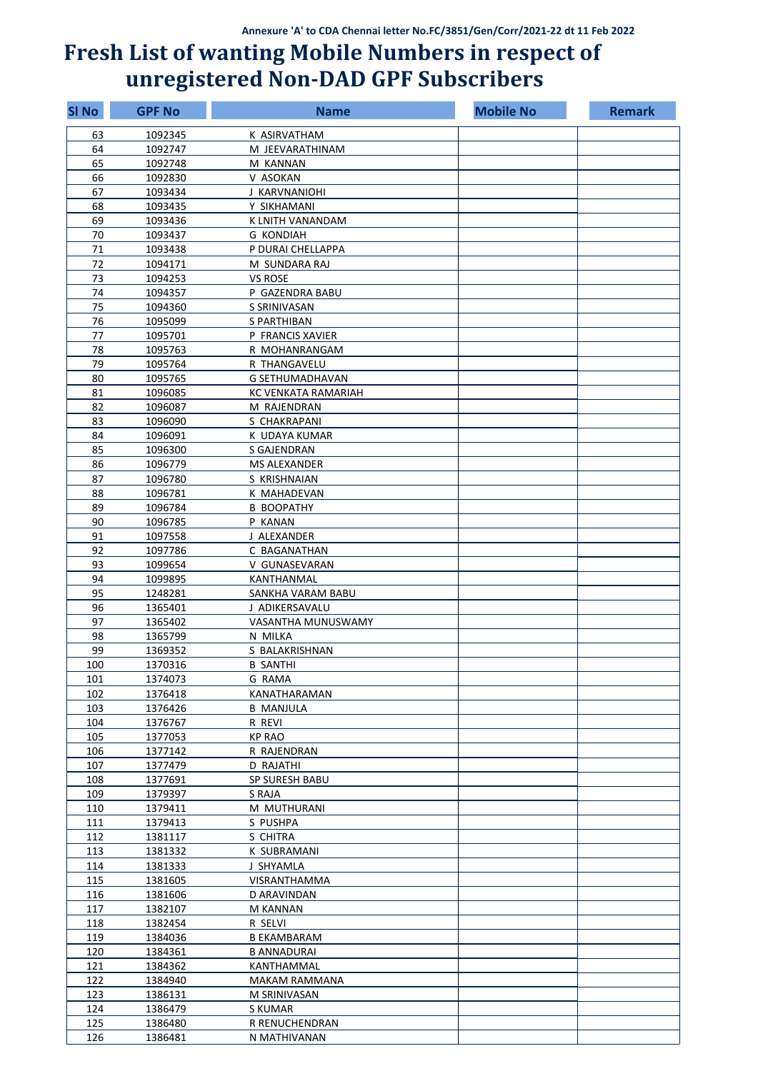Annexure 'A' to CDA Chennai letter No.FC/3851/Gen/Corr/2021-22 dt 11 Feb 2022

# Fresh List of wanting Mobile Numbers in respect of unregistered Non-DAD GPF Subscribers

| Sl No | GPF No | Name | Mobile No | Remark |
|---|---|---|---|---|
| 63 | 1092345 | K ASIRVATHAM | | |
| 64 | 1092747 | M JEEVARATHINAM | | |
| 65 | 1092748 | M KANNAN | | |
| 66 | 1092830 | V ASOKAN | | |
| 67 | 1093434 | J KARVNANIOHI | | |
| 68 | 1093435 | Y SIKHAMANI | | |
| 69 | 1093436 | K LNITH VANANDAM | | |
| 70 | 1093437 | G KONDIAH | | |
| 71 | 1093438 | P DURAI CHELLAPPA | | |
| 72 | 1094171 | M SUNDARA RAJ | | |
| 73 | 1094253 | VS ROSE | | |
| 74 | 1094357 | P GAZENDRA BABU | | |
| 75 | 1094360 | S SRINIVASAN | | |
| 76 | 1095099 | S PARTHIBAN | | |
| 77 | 1095701 | P FRANCIS XAVIER | | |
| 78 | 1095763 | R MOHANRANGAM | | |
| 79 | 1095764 | R THANGAVELU | | |
| 80 | 1095765 | G SETHUMADHAVAN | | |
| 81 | 1096085 | KC VENKATA RAMARIAH | | |
| 82 | 1096087 | M RAJENDRAN | | |
| 83 | 1096090 | S CHAKRAPANI | | |
| 84 | 1096091 | K UDAYA KUMAR | | |
| 85 | 1096300 | S GAJENDRAN | | |
| 86 | 1096779 | MS ALEXANDER | | |
| 87 | 1096780 | S KRISHNAIAN | | |
| 88 | 1096781 | K MAHADEVAN | | |
| 89 | 1096784 | B BOOPATHY | | |
| 90 | 1096785 | P KANAN | | |
| 91 | 1097558 | J ALEXANDER | | |
| 92 | 1097786 | C BAGANATHAN | | |
| 93 | 1099654 | V GUNASEVARAN | | |
| 94 | 1099895 | KANTHANMAL | | |
| 95 | 1248281 | SANKHA VARAM BABU | | |
| 96 | 1365401 | J ADIKERSAVALU | | |
| 97 | 1365402 | VASANTHA MUNUSWAMY | | |
| 98 | 1365799 | N MILKA | | |
| 99 | 1369352 | S BALAKRISHNAN | | |
| 100 | 1370316 | B SANTHI | | |
| 101 | 1374073 | G RAMA | | |
| 102 | 1376418 | KANATHARAMAN | | |
| 103 | 1376426 | B MANJULA | | |
| 104 | 1376767 | R REVI | | |
| 105 | 1377053 | KP RAO | | |
| 106 | 1377142 | R RAJENDRAN | | |
| 107 | 1377479 | D RAJATHI | | |
| 108 | 1377691 | SP SURESH BABU | | |
| 109 | 1379397 | S RAJA | | |
| 110 | 1379411 | M MUTHURANI | | |
| 111 | 1379413 | S PUSHPA | | |
| 112 | 1381117 | S CHITRA | | |
| 113 | 1381332 | K SUBRAMANI | | |
| 114 | 1381333 | J SHYAMLA | | |
| 115 | 1381605 | VISRANTHAMMA | | |
| 116 | 1381606 | D ARAVINDAN | | |
| 117 | 1382107 | M KANNAN | | |
| 118 | 1382454 | R SELVI | | |
| 119 | 1384036 | B EKAMBARAM | | |
| 120 | 1384361 | B ANNADURAI | | |
| 121 | 1384362 | KANTHAMMAL | | |
| 122 | 1384940 | MAKAM RAMMANA | | |
| 123 | 1386131 | M SRINIVASAN | | |
| 124 | 1386479 | S KUMAR | | |
| 125 | 1386480 | R RENUCHENDRAN | | |
| 126 | 1386481 | N MATHIVANAN | | |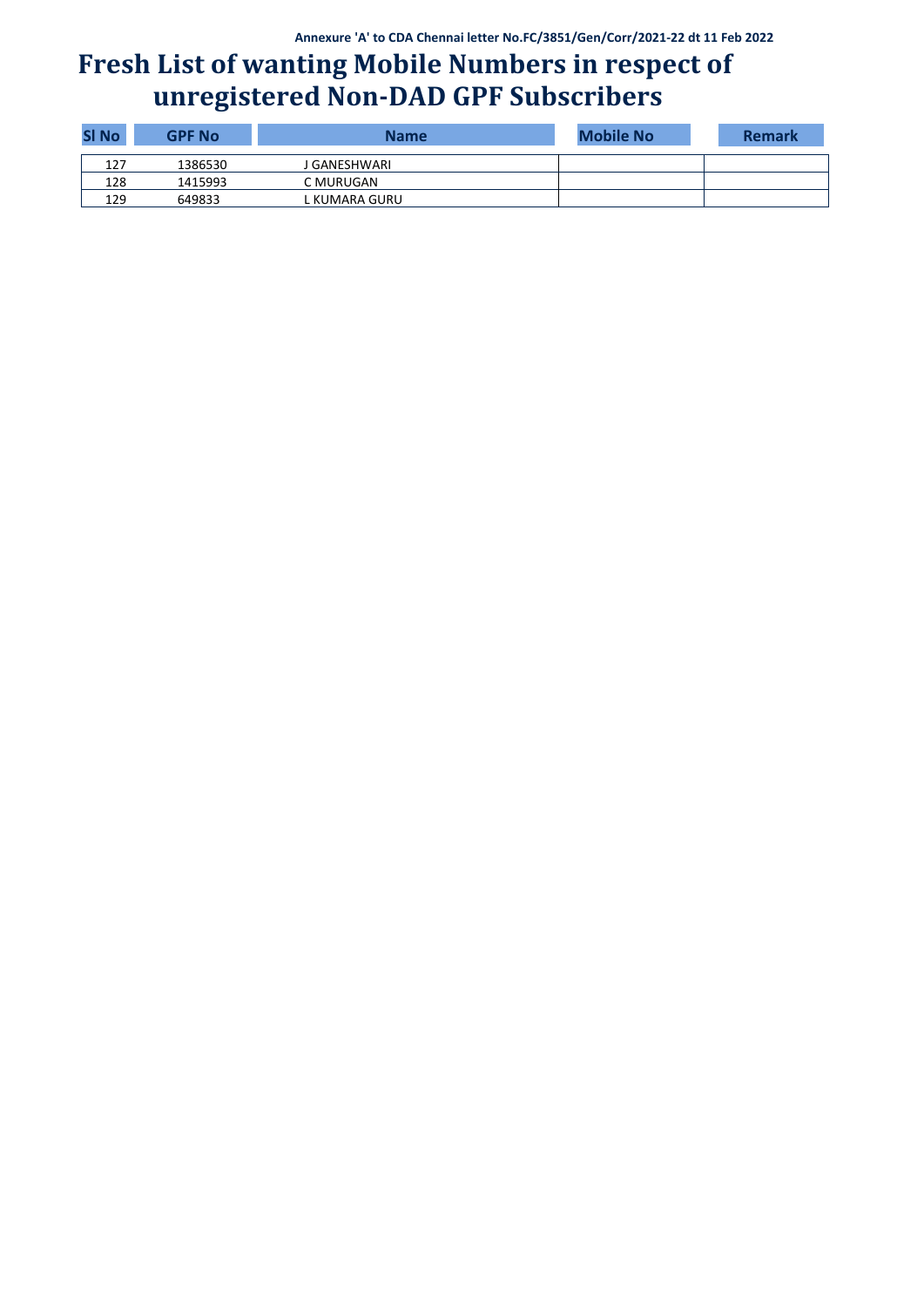Annexure 'A' to CDA Chennai letter No.FC/3851/Gen/Corr/2021-22 dt 11 Feb 2022

# Fresh List of wanting Mobile Numbers in respect of unregistered Non-DAD GPF Subscribers

| Sl No | GPF No | Name | Mobile No | Remark |
|---|---|---|---|---|
| 127 | 1386530 | J GANESHWARI | | |
| 128 | 1415993 | C MURUGAN | | |
| 129 | 649833 | L KUMARA GURU | | |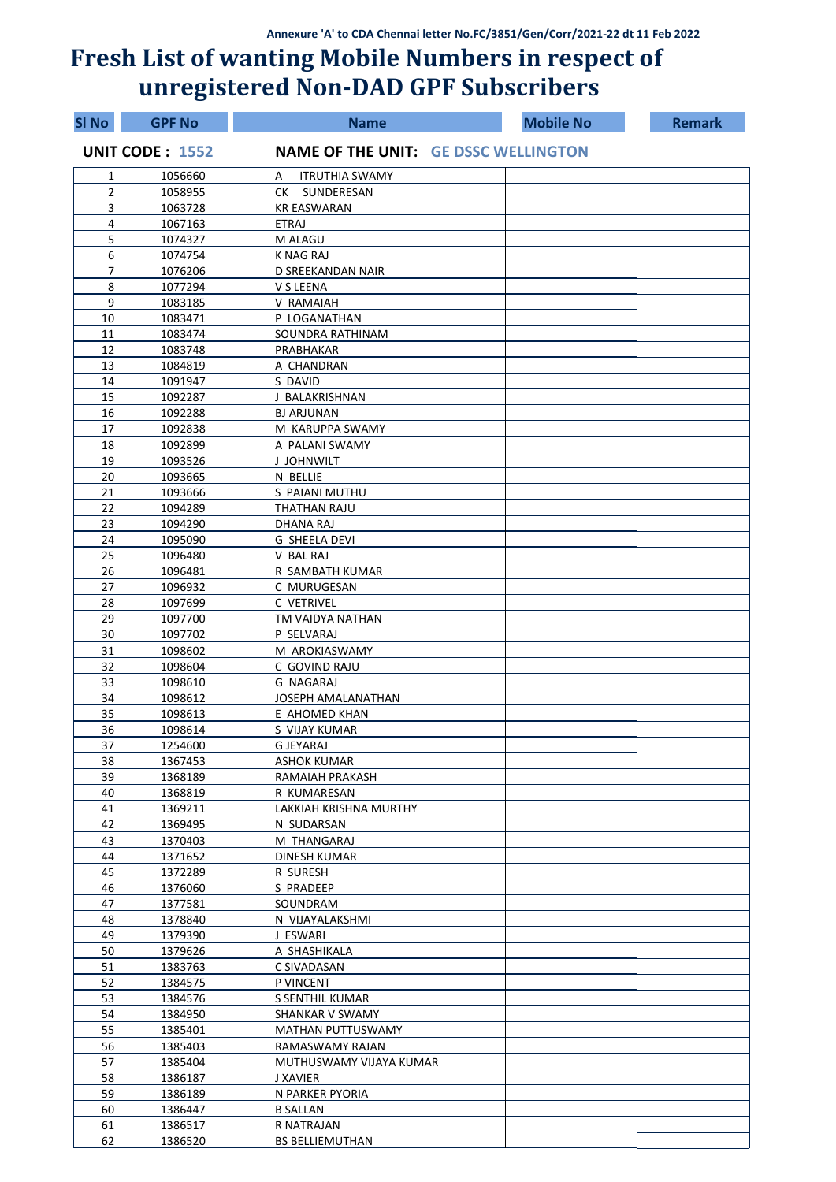Annexure 'A' to CDA Chennai letter No.FC/3851/Gen/Corr/2021-22 dt 11 Feb 2022

# Fresh List of wanting Mobile Numbers in respect of unregistered Non-DAD GPF Subscribers

**UNIT CODE : 1552** **NAME OF THE UNIT: GE DSSC WELLINGTON**

| Sl No | GPF No | Name | Mobile No | Remark |
|---|---|---|---|---|
| 1 | 1056660 | A ITRUTHIA SWAMY | | |
| 2 | 1058955 | CK SUNDERESAN | | |
| 3 | 1063728 | KR EASWARAN | | |
| 4 | 1067163 | ETRAJ | | |
| 5 | 1074327 | M ALAGU | | |
| 6 | 1074754 | K NAG RAJ | | |
| 7 | 1076206 | D SREEKANDAN NAIR | | |
| 8 | 1077294 | V S LEENA | | |
| 9 | 1083185 | V RAMAIAH | | |
| 10 | 1083471 | P LOGANATHAN | | |
| 11 | 1083474 | SOUNDRA RATHINAM | | |
| 12 | 1083748 | PRABHAKAR | | |
| 13 | 1084819 | A CHANDRAN | | |
| 14 | 1091947 | S DAVID | | |
| 15 | 1092287 | J BALAKRISHNAN | | |
| 16 | 1092288 | BJ ARJUNAN | | |
| 17 | 1092838 | M KARUPPA SWAMY | | |
| 18 | 1092899 | A PALANI SWAMY | | |
| 19 | 1093526 | J JOHNWILT | | |
| 20 | 1093665 | N BELLIE | | |
| 21 | 1093666 | S PAIANI MUTHU | | |
| 22 | 1094289 | THATHAN RAJU | | |
| 23 | 1094290 | DHANA RAJ | | |
| 24 | 1095090 | G SHEELA DEVI | | |
| 25 | 1096480 | V BAL RAJ | | |
| 26 | 1096481 | R SAMBATH KUMAR | | |
| 27 | 1096932 | C MURUGESAN | | |
| 28 | 1097699 | C VETRIVEL | | |
| 29 | 1097700 | TM VAIDYA NATHAN | | |
| 30 | 1097702 | P SELVARAJ | | |
| 31 | 1098602 | M AROKIASWAMY | | |
| 32 | 1098604 | C GOVIND RAJU | | |
| 33 | 1098610 | G NAGARAJ | | |
| 34 | 1098612 | JOSEPH AMALANATHAN | | |
| 35 | 1098613 | E AHOMED KHAN | | |
| 36 | 1098614 | S VIJAY KUMAR | | |
| 37 | 1254600 | G JEYARAJ | | |
| 38 | 1367453 | ASHOK KUMAR | | |
| 39 | 1368189 | RAMAIAH PRAKASH | | |
| 40 | 1368819 | R KUMARESAN | | |
| 41 | 1369211 | LAKKIAH KRISHNA MURTHY | | |
| 42 | 1369495 | N SUDARSAN | | |
| 43 | 1370403 | M THANGARAJ | | |
| 44 | 1371652 | DINESH KUMAR | | |
| 45 | 1372289 | R SURESH | | |
| 46 | 1376060 | S PRADEEP | | |
| 47 | 1377581 | SOUNDRAM | | |
| 48 | 1378840 | N VIJAYALAKSHMI | | |
| 49 | 1379390 | J ESWARI | | |
| 50 | 1379626 | A SHASHIKALA | | |
| 51 | 1383763 | C SIVADASAN | | |
| 52 | 1384575 | P VINCENT | | |
| 53 | 1384576 | S SENTHIL KUMAR | | |
| 54 | 1384950 | SHANKAR V SWAMY | | |
| 55 | 1385401 | MATHAN PUTTUSWAMY | | |
| 56 | 1385403 | RAMASWAMY RAJAN | | |
| 57 | 1385404 | MUTHUSWAMY VIJAYA KUMAR | | |
| 58 | 1386187 | J XAVIER | | |
| 59 | 1386189 | N PARKER PYORIA | | |
| 60 | 1386447 | B SALLAN | | |
| 61 | 1386517 | R NATRAJAN | | |
| 62 | 1386520 | BS BELLIEMUTHAN | | |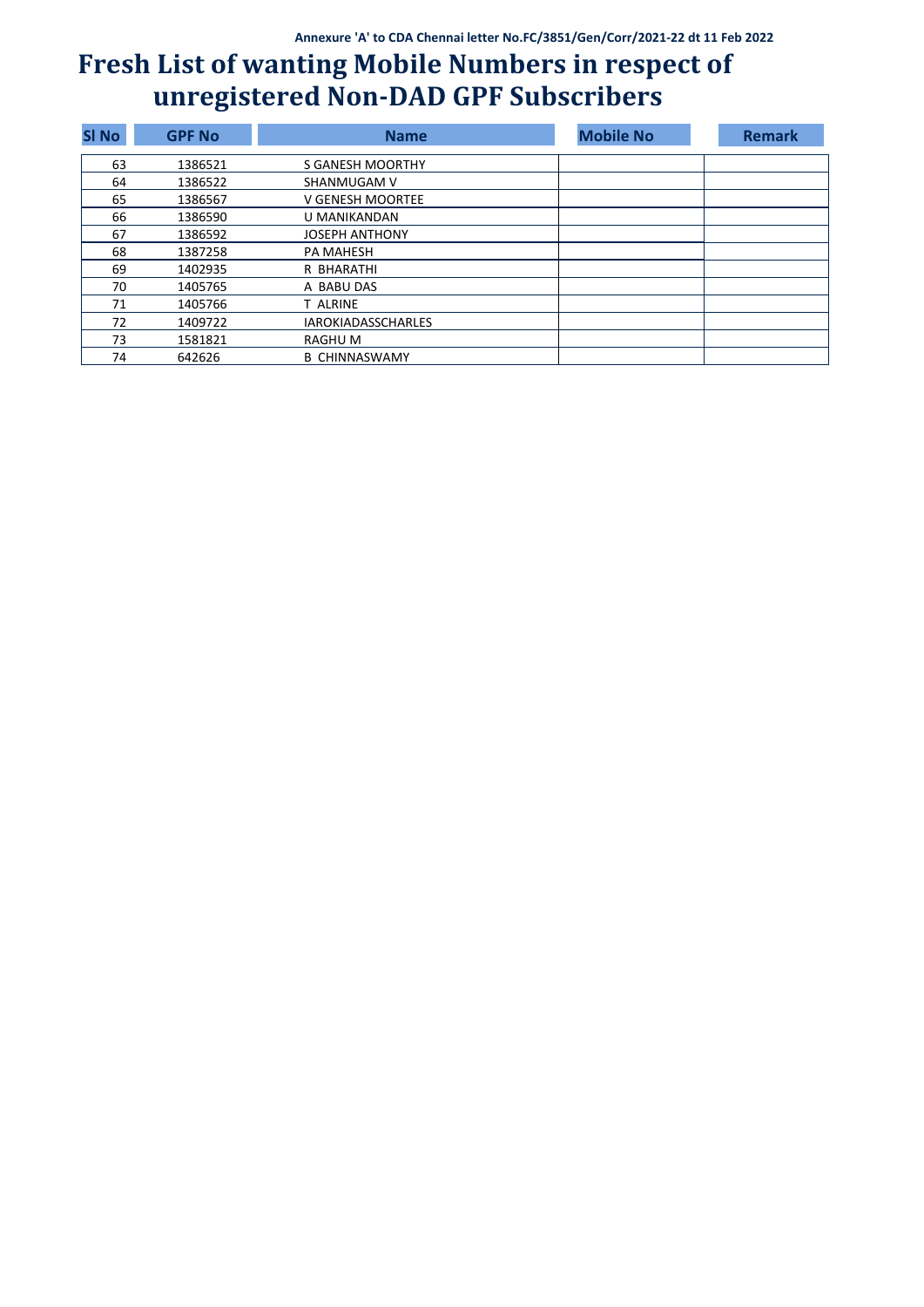Annexure 'A' to CDA Chennai letter No.FC/3851/Gen/Corr/2021-22 dt 11 Feb 2022

# Fresh List of wanting Mobile Numbers in respect of unregistered Non-DAD GPF Subscribers

| Sl No | GPF No | Name | Mobile No | Remark |
|---|---|---|---|---|
| 63 | 1386521 | S GANESH MOORTHY | | |
| 64 | 1386522 | SHANMUGAM V | | |
| 65 | 1386567 | V GENESH MOORTEE | | |
| 66 | 1386590 | U MANIKANDAN | | |
| 67 | 1386592 | JOSEPH ANTHONY | | |
| 68 | 1387258 | PA MAHESH | | |
| 69 | 1402935 | R BHARATHI | | |
| 70 | 1405765 | A BABU DAS | | |
| 71 | 1405766 | T ALRINE | | |
| 72 | 1409722 | IAROKIADASSCHARLES | | |
| 73 | 1581821 | RAGHU M | | |
| 74 | 642626 | B CHINNASWAMY | | |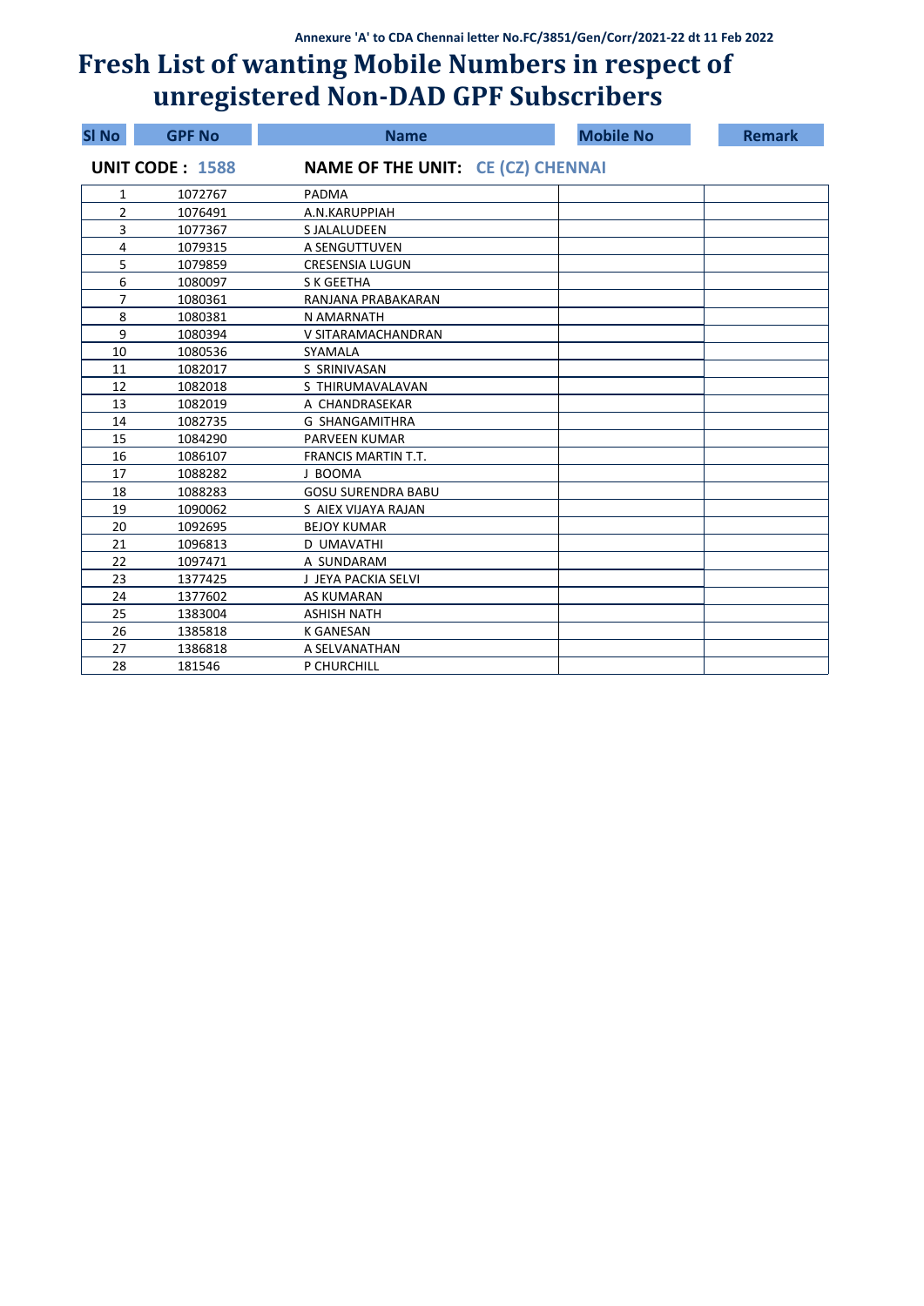Annexure 'A' to CDA Chennai letter No.FC/3851/Gen/Corr/2021-22 dt 11 Feb 2022

# Fresh List of wanting Mobile Numbers in respect of unregistered Non-DAD GPF Subscribers

**UNIT CODE : 1588** **NAME OF THE UNIT: CE (CZ) CHENNAI**

| Sl No | GPF No | Name | Mobile No | Remark |
|---|---|---|---|---|
| 1 | 1072767 | PADMA | | |
| 2 | 1076491 | A.N.KARUPPIAH | | |
| 3 | 1077367 | S JALALUDEEN | | |
| 4 | 1079315 | A SENGUTTUVEN | | |
| 5 | 1079859 | CRESENSIA LUGUN | | |
| 6 | 1080097 | S K GEETHA | | |
| 7 | 1080361 | RANJANA PRABAKARAN | | |
| 8 | 1080381 | N AMARNATH | | |
| 9 | 1080394 | V SITARAMACHANDRAN | | |
| 10 | 1080536 | SYAMALA | | |
| 11 | 1082017 | S SRINIVASAN | | |
| 12 | 1082018 | S THIRUMAVALAVAN | | |
| 13 | 1082019 | A CHANDRASEKAR | | |
| 14 | 1082735 | G SHANGAMITHRA | | |
| 15 | 1084290 | PARVEEN KUMAR | | |
| 16 | 1086107 | FRANCIS MARTIN T.T. | | |
| 17 | 1088282 | J BOOMA | | |
| 18 | 1088283 | GOSU SURENDRA BABU | | |
| 19 | 1090062 | S AIEX VIJAYA RAJAN | | |
| 20 | 1092695 | BEJOY KUMAR | | |
| 21 | 1096813 | D UMAVATHI | | |
| 22 | 1097471 | A SUNDARAM | | |
| 23 | 1377425 | J JEYA PACKIA SELVI | | |
| 24 | 1377602 | AS KUMARAN | | |
| 25 | 1383004 | ASHISH NATH | | |
| 26 | 1385818 | K GANESAN | | |
| 27 | 1386818 | A SELVANATHAN | | |
| 28 | 181546 | P CHURCHILL | | |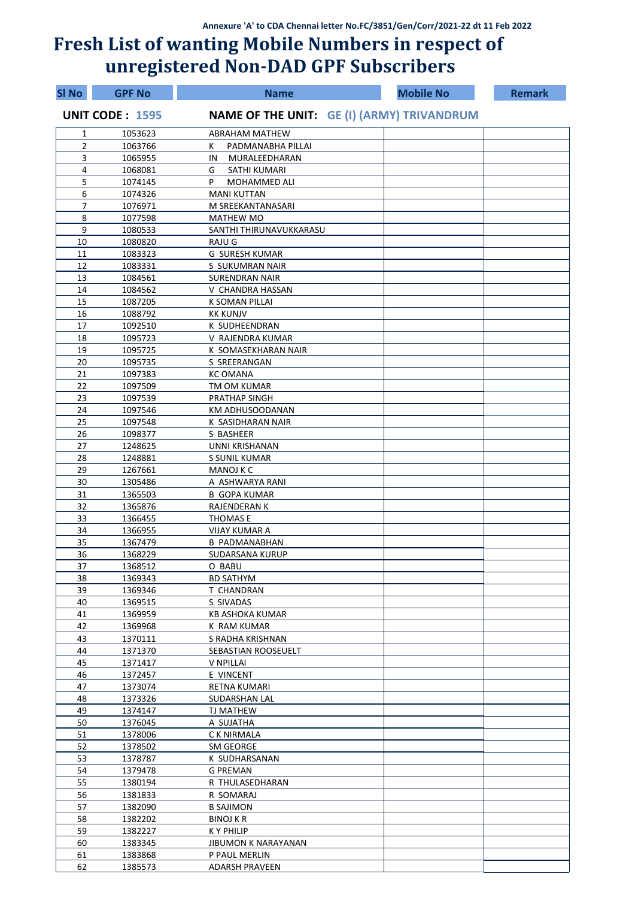Annexure 'A' to CDA Chennai letter No.FC/3851/Gen/Corr/2021-22 dt 11 Feb 2022

# Fresh List of wanting Mobile Numbers in respect of unregistered Non-DAD GPF Subscribers

**UNIT CODE : 1595** **NAME OF THE UNIT: GE (I) (ARMY) TRIVANDRUM**

| Sl No | GPF No | Name | Mobile No | Remark |
|---|---|---|---|---|
| 1 | 1053623 | ABRAHAM MATHEW | | |
| 2 | 1063766 | K PADMANABHA PILLAI | | |
| 3 | 1065955 | IN MURALEEDHARAN | | |
| 4 | 1068081 | G SATHI KUMARI | | |
| 5 | 1074145 | P MOHAMMED ALI | | |
| 6 | 1074326 | MANI KUTTAN | | |
| 7 | 1076971 | M SREEKANTANASARI | | |
| 8 | 1077598 | MATHEW MO | | |
| 9 | 1080533 | SANTHI THIRUNAVUKKARASU | | |
| 10 | 1080820 | RAJU G | | |
| 11 | 1083323 | G SURESH KUMAR | | |
| 12 | 1083331 | S SUKUMRAN NAIR | | |
| 13 | 1084561 | SURENDRAN NAIR | | |
| 14 | 1084562 | V CHANDRA HASSAN | | |
| 15 | 1087205 | K SOMAN PILLAI | | |
| 16 | 1088792 | KK KUNJV | | |
| 17 | 1092510 | K SUDHEENDRAN | | |
| 18 | 1095723 | V RAJENDRA KUMAR | | |
| 19 | 1095725 | K SOMASEKHARAN NAIR | | |
| 20 | 1095735 | S SREERANGAN | | |
| 21 | 1097383 | KC OMANA | | |
| 22 | 1097509 | TM OM KUMAR | | |
| 23 | 1097539 | PRATHAP SINGH | | |
| 24 | 1097546 | KM ADHUSOODANAN | | |
| 25 | 1097548 | K SASIDHARAN NAIR | | |
| 26 | 1098377 | S BASHEER | | |
| 27 | 1248625 | UNNI KRISHANAN | | |
| 28 | 1248881 | S SUNIL KUMAR | | |
| 29 | 1267661 | MANOJ K C | | |
| 30 | 1305486 | A ASHWARYA RANI | | |
| 31 | 1365503 | B GOPA KUMAR | | |
| 32 | 1365876 | RAJENDERAN K | | |
| 33 | 1366455 | THOMAS E | | |
| 34 | 1366955 | VIJAY KUMAR A | | |
| 35 | 1367479 | B PADMANABHAN | | |
| 36 | 1368229 | SUDARSANA KURUP | | |
| 37 | 1368512 | O BABU | | |
| 38 | 1369343 | BD SATHYM | | |
| 39 | 1369346 | T CHANDRAN | | |
| 40 | 1369515 | S SIVADAS | | |
| 41 | 1369959 | KB ASHOKA KUMAR | | |
| 42 | 1369968 | K RAM KUMAR | | |
| 43 | 1370111 | S RADHA KRISHNAN | | |
| 44 | 1371370 | SEBASTIAN ROOSEUELT | | |
| 45 | 1371417 | V NPILLAI | | |
| 46 | 1372457 | E VINCENT | | |
| 47 | 1373074 | RETNA KUMARI | | |
| 48 | 1373326 | SUDARSHAN LAL | | |
| 49 | 1374147 | TJ MATHEW | | |
| 50 | 1376045 | A SUJATHA | | |
| 51 | 1378006 | C K NIRMALA | | |
| 52 | 1378502 | SM GEORGE | | |
| 53 | 1378787 | K SUDHARSANAN | | |
| 54 | 1379478 | G PREMAN | | |
| 55 | 1380194 | R THULASEDHARAN | | |
| 56 | 1381833 | R SOMARAJ | | |
| 57 | 1382090 | B SAJIMON | | |
| 58 | 1382202 | BINOJ K R | | |
| 59 | 1382227 | K Y PHILIP | | |
| 60 | 1383345 | JIBUMON K NARAYANAN | | |
| 61 | 1383868 | P PAUL MERLIN | | |
| 62 | 1385573 | ADARSH PRAVEEN | | |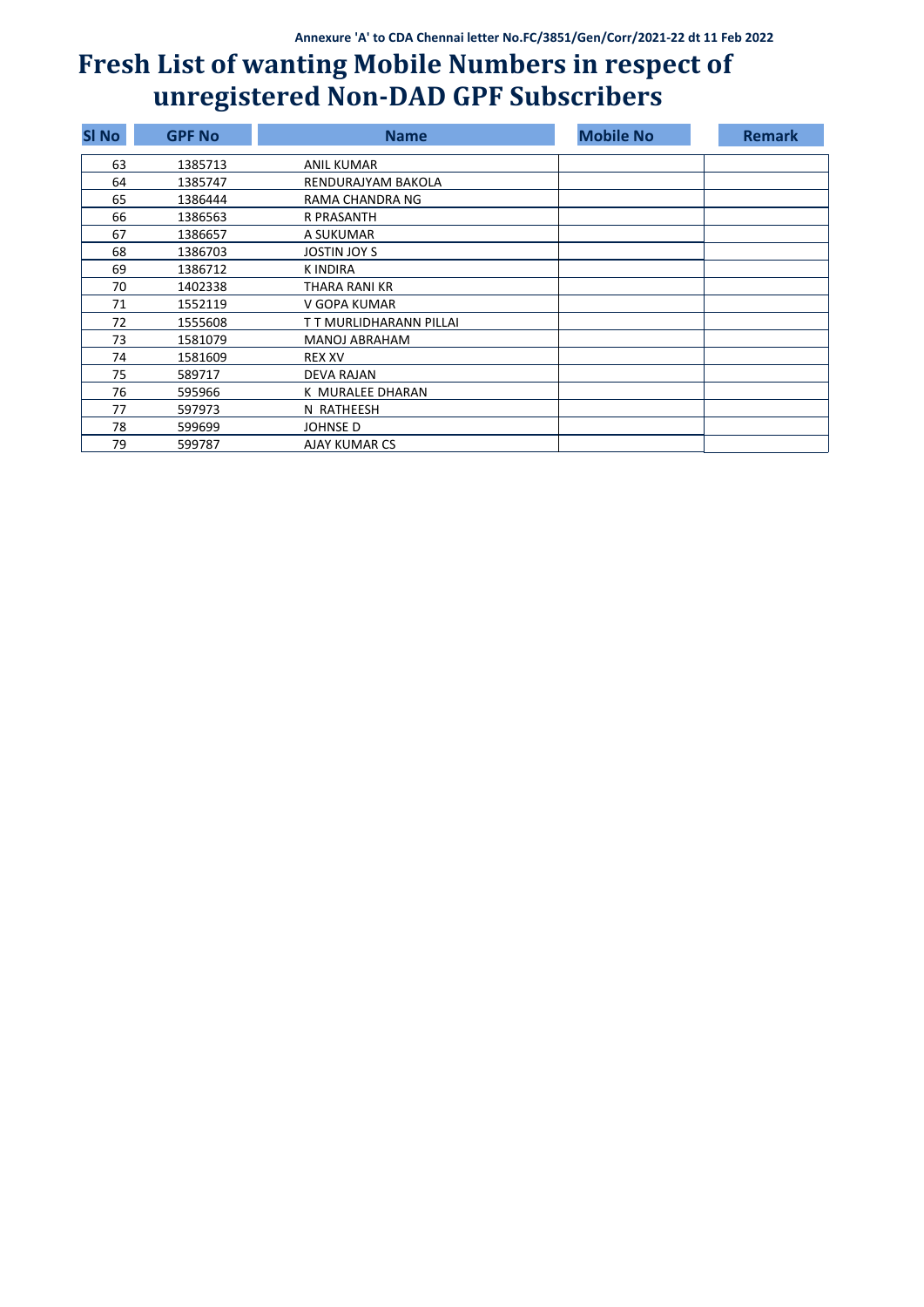Annexure 'A' to CDA Chennai letter No.FC/3851/Gen/Corr/2021-22 dt 11 Feb 2022

# Fresh List of wanting Mobile Numbers in respect of unregistered Non-DAD GPF Subscribers

| Sl No | GPF No | Name | Mobile No | Remark |
|---|---|---|---|---|
| 63 | 1385713 | ANIL KUMAR | | |
| 64 | 1385747 | RENDURAJYAM BAKOLA | | |
| 65 | 1386444 | RAMA CHANDRA NG | | |
| 66 | 1386563 | R PRASANTH | | |
| 67 | 1386657 | A SUKUMAR | | |
| 68 | 1386703 | JOSTIN JOY S | | |
| 69 | 1386712 | K INDIRA | | |
| 70 | 1402338 | THARA RANI KR | | |
| 71 | 1552119 | V GOPA KUMAR | | |
| 72 | 1555608 | T T MURLIDHARANN PILLAI | | |
| 73 | 1581079 | MANOJ ABRAHAM | | |
| 74 | 1581609 | REX XV | | |
| 75 | 589717 | DEVA RAJAN | | |
| 76 | 595966 | K MURALEE DHARAN | | |
| 77 | 597973 | N RATHEESH | | |
| 78 | 599699 | JOHNSE D | | |
| 79 | 599787 | AJAY KUMAR CS | | |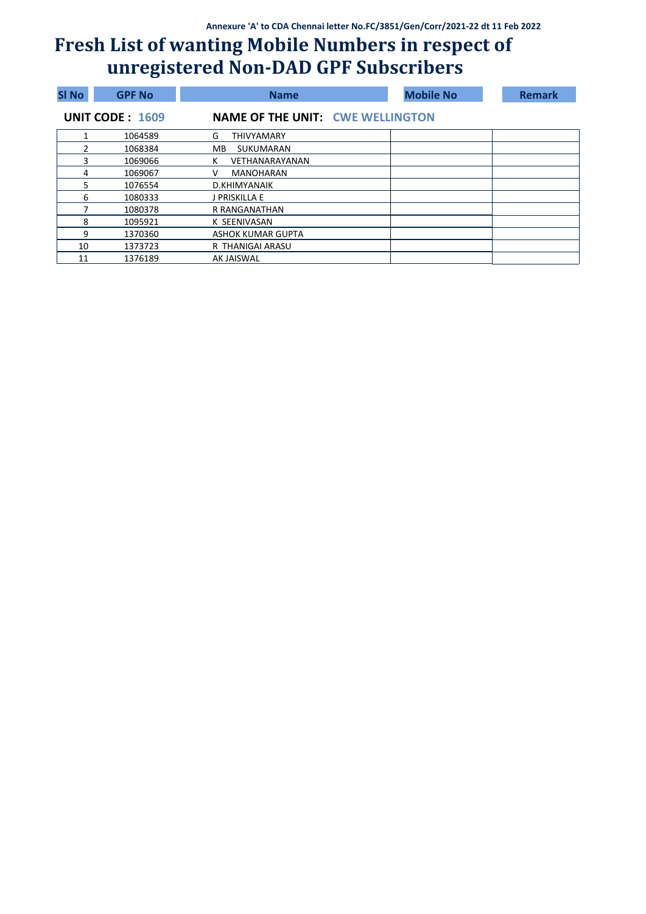Annexure 'A' to CDA Chennai letter No.FC/3851/Gen/Corr/2021-22 dt 11 Feb 2022

# Fresh List of wanting Mobile Numbers in respect of unregistered Non-DAD GPF Subscribers

**UNIT CODE : 1609** **NAME OF THE UNIT: CWE WELLINGTON**

| Sl No | GPF No | Name | Mobile No | Remark |
|---|---|---|---|---|
| 1 | 1064589 | G THIVYAMARY | | |
| 2 | 1068384 | MB SUKUMARAN | | |
| 3 | 1069066 | K VETHANARAYANAN | | |
| 4 | 1069067 | V MANOHARAN | | |
| 5 | 1076554 | D.KHIMYANAIK | | |
| 6 | 1080333 | J PRISKILLA E | | |
| 7 | 1080378 | R RANGANATHAN | | |
| 8 | 1095921 | K SEENIVASAN | | |
| 9 | 1370360 | ASHOK KUMAR GUPTA | | |
| 10 | 1373723 | R THANIGAI ARASU | | |
| 11 | 1376189 | AK JAISWAL | | |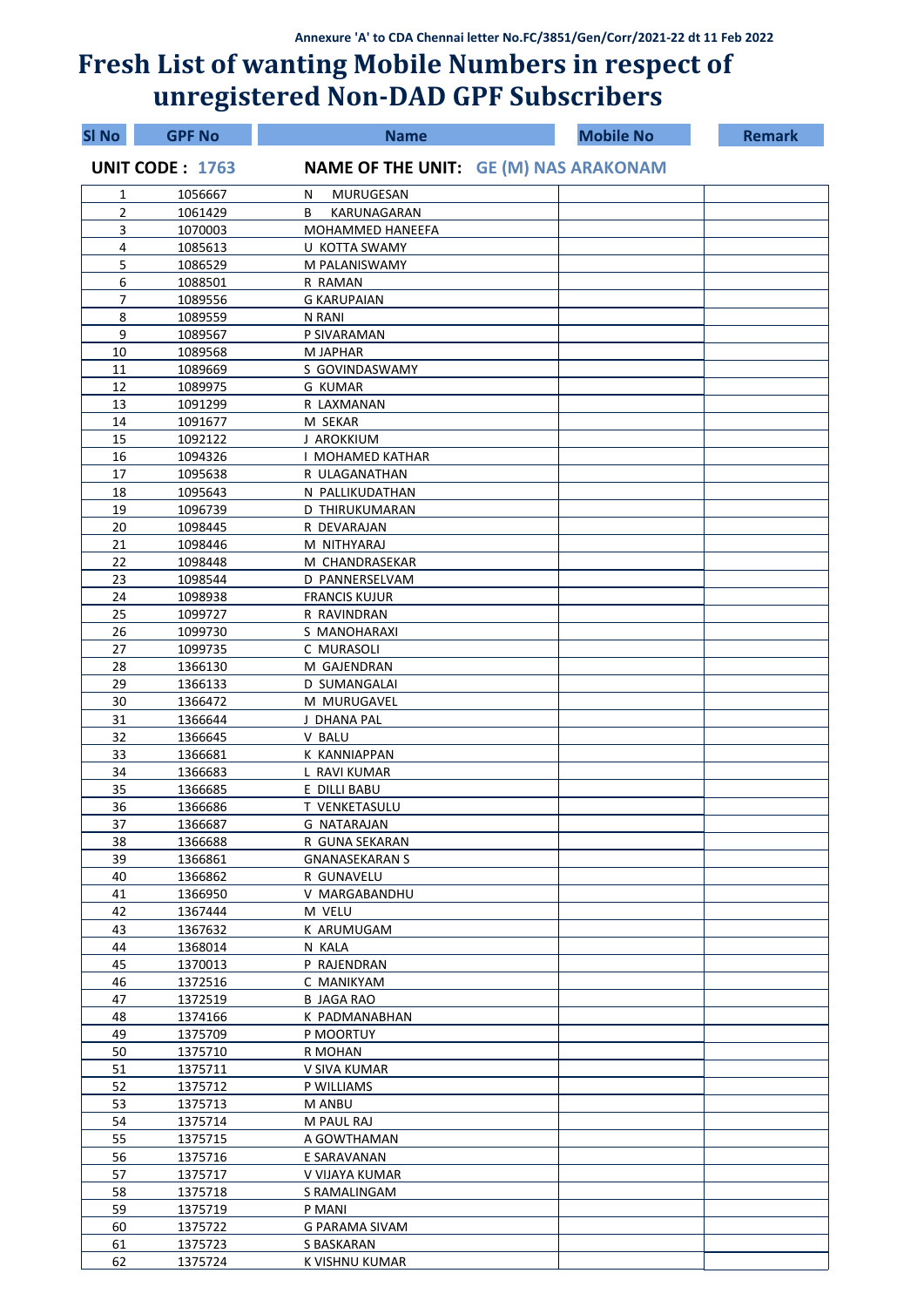Annexure 'A' to CDA Chennai letter No.FC/3851/Gen/Corr/2021-22 dt 11 Feb 2022

# Fresh List of wanting Mobile Numbers in respect of unregistered Non-DAD GPF Subscribers

**UNIT CODE : 1763** **NAME OF THE UNIT: GE (M) NAS ARAKONAM**

| Sl No | GPF No | Name | Mobile No | Remark |
|---|---|---|---|---|
| 1 | 1056667 | N MURUGESAN | | |
| 2 | 1061429 | B KARUNAGARAN | | |
| 3 | 1070003 | MOHAMMED HANEEFA | | |
| 4 | 1085613 | U KOTTA SWAMY | | |
| 5 | 1086529 | M PALANISWAMY | | |
| 6 | 1088501 | R RAMAN | | |
| 7 | 1089556 | G KARUPAIAN | | |
| 8 | 1089559 | N RANI | | |
| 9 | 1089567 | P SIVARAMAN | | |
| 10 | 1089568 | M JAPHAR | | |
| 11 | 1089669 | S GOVINDASWAMY | | |
| 12 | 1089975 | G KUMAR | | |
| 13 | 1091299 | R LAXMANAN | | |
| 14 | 1091677 | M SEKAR | | |
| 15 | 1092122 | J AROKKIUM | | |
| 16 | 1094326 | I MOHAMED KATHAR | | |
| 17 | 1095638 | R ULAGANATHAN | | |
| 18 | 1095643 | N PALLIKUDATHAN | | |
| 19 | 1096739 | D THIRUKUMARAN | | |
| 20 | 1098445 | R DEVARAJAN | | |
| 21 | 1098446 | M NITHYARAJ | | |
| 22 | 1098448 | M CHANDRASEKAR | | |
| 23 | 1098544 | D PANNERSELVAM | | |
| 24 | 1098938 | FRANCIS KUJUR | | |
| 25 | 1099727 | R RAVINDRAN | | |
| 26 | 1099730 | S MANOHARAXI | | |
| 27 | 1099735 | C MURASOLI | | |
| 28 | 1366130 | M GAJENDRAN | | |
| 29 | 1366133 | D SUMANGALAI | | |
| 30 | 1366472 | M MURUGAVEL | | |
| 31 | 1366644 | J DHANA PAL | | |
| 32 | 1366645 | V BALU | | |
| 33 | 1366681 | K KANNIAPPAN | | |
| 34 | 1366683 | L RAVI KUMAR | | |
| 35 | 1366685 | E DILLI BABU | | |
| 36 | 1366686 | T VENKETASULU | | |
| 37 | 1366687 | G NATARAJAN | | |
| 38 | 1366688 | R GUNA SEKARAN | | |
| 39 | 1366861 | GNANASEKARAN S | | |
| 40 | 1366862 | R GUNAVELU | | |
| 41 | 1366950 | V MARGABANDHU | | |
| 42 | 1367444 | M VELU | | |
| 43 | 1367632 | K ARUMUGAM | | |
| 44 | 1368014 | N KALA | | |
| 45 | 1370013 | P RAJENDRAN | | |
| 46 | 1372516 | C MANIKYAM | | |
| 47 | 1372519 | B JAGA RAO | | |
| 48 | 1374166 | K PADMANABHAN | | |
| 49 | 1375709 | P MOORTUY | | |
| 50 | 1375710 | R MOHAN | | |
| 51 | 1375711 | V SIVA KUMAR | | |
| 52 | 1375712 | P WILLIAMS | | |
| 53 | 1375713 | M ANBU | | |
| 54 | 1375714 | M PAUL RAJ | | |
| 55 | 1375715 | A GOWTHAMAN | | |
| 56 | 1375716 | E SARAVANAN | | |
| 57 | 1375717 | V VIJAYA KUMAR | | |
| 58 | 1375718 | S RAMALINGAM | | |
| 59 | 1375719 | P MANI | | |
| 60 | 1375722 | G PARAMA SIVAM | | |
| 61 | 1375723 | S BASKARAN | | |
| 62 | 1375724 | K VISHNU KUMAR | | |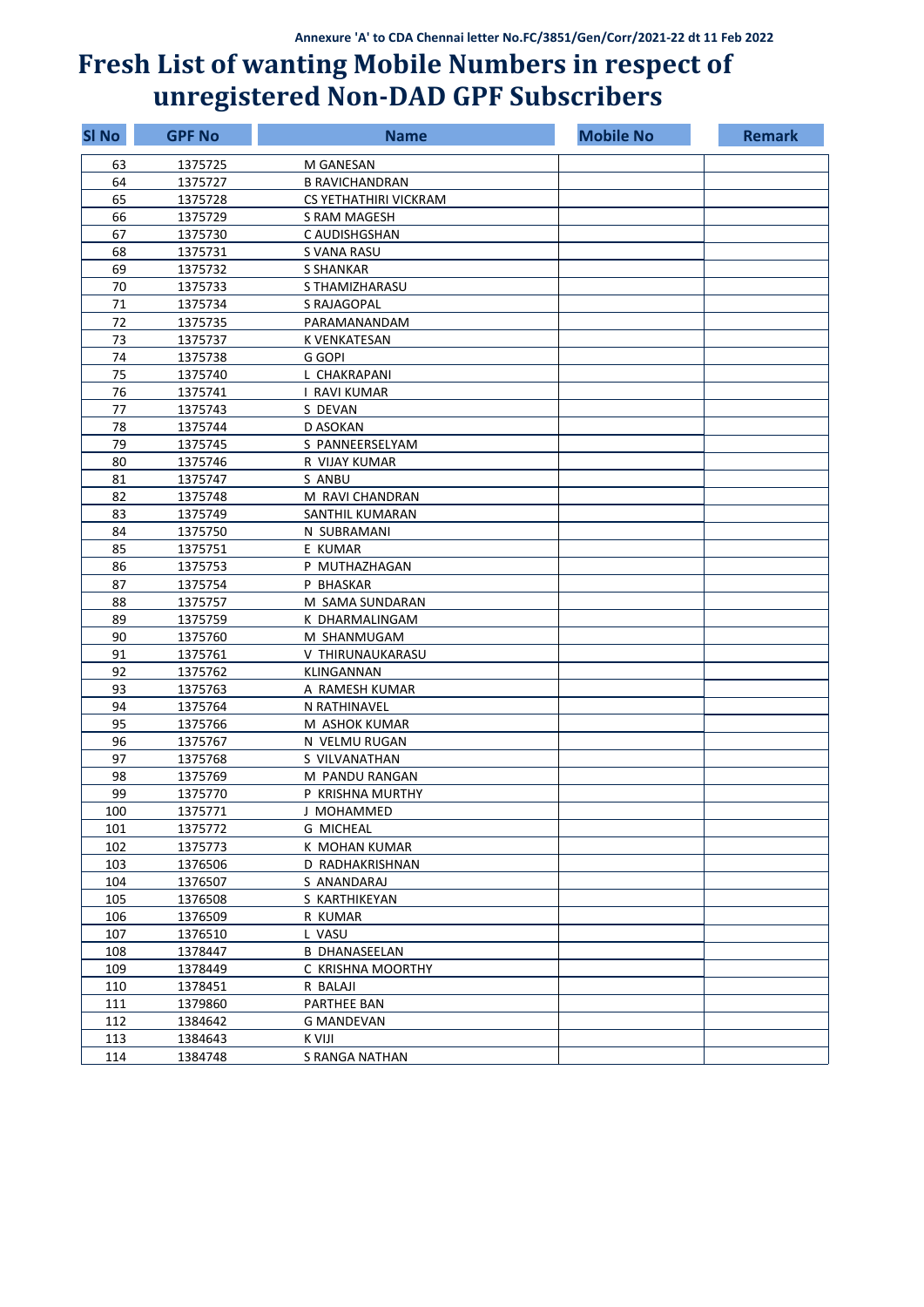Annexure 'A' to CDA Chennai letter No.FC/3851/Gen/Corr/2021-22 dt 11 Feb 2022

# Fresh List of wanting Mobile Numbers in respect of unregistered Non-DAD GPF Subscribers

| Sl No | GPF No | Name | Mobile No | Remark |
|---|---|---|---|---|
| 63 | 1375725 | M GANESAN | | |
| 64 | 1375727 | B RAVICHANDRAN | | |
| 65 | 1375728 | CS YETHATHIRI VICKRAM | | |
| 66 | 1375729 | S RAM MAGESH | | |
| 67 | 1375730 | C AUDISHGSHAN | | |
| 68 | 1375731 | S VANA RASU | | |
| 69 | 1375732 | S SHANKAR | | |
| 70 | 1375733 | S THAMIZHARASU | | |
| 71 | 1375734 | S RAJAGOPAL | | |
| 72 | 1375735 | PARAMANANDAM | | |
| 73 | 1375737 | K VENKATESAN | | |
| 74 | 1375738 | G GOPI | | |
| 75 | 1375740 | L CHAKRAPANI | | |
| 76 | 1375741 | I RAVI KUMAR | | |
| 77 | 1375743 | S DEVAN | | |
| 78 | 1375744 | D ASOKAN | | |
| 79 | 1375745 | S PANNEERSELYAM | | |
| 80 | 1375746 | R VIJAY KUMAR | | |
| 81 | 1375747 | S ANBU | | |
| 82 | 1375748 | M RAVI CHANDRAN | | |
| 83 | 1375749 | SANTHIL KUMARAN | | |
| 84 | 1375750 | N SUBRAMANI | | |
| 85 | 1375751 | E KUMAR | | |
| 86 | 1375753 | P MUTHAZHAGAN | | |
| 87 | 1375754 | P BHASKAR | | |
| 88 | 1375757 | M SAMA SUNDARAN | | |
| 89 | 1375759 | K DHARMALINGAM | | |
| 90 | 1375760 | M SHANMUGAM | | |
| 91 | 1375761 | V THIRUNAUKARASU | | |
| 92 | 1375762 | KLINGANNAN | | |
| 93 | 1375763 | A RAMESH KUMAR | | |
| 94 | 1375764 | N RATHINAVEL | | |
| 95 | 1375766 | M ASHOK KUMAR | | |
| 96 | 1375767 | N VELMU RUGAN | | |
| 97 | 1375768 | S VILVANATHAN | | |
| 98 | 1375769 | M PANDU RANGAN | | |
| 99 | 1375770 | P KRISHNA MURTHY | | |
| 100 | 1375771 | J MOHAMMED | | |
| 101 | 1375772 | G MICHEAL | | |
| 102 | 1375773 | K MOHAN KUMAR | | |
| 103 | 1376506 | D RADHAKRISHNAN | | |
| 104 | 1376507 | S ANANDARAJ | | |
| 105 | 1376508 | S KARTHIKEYAN | | |
| 106 | 1376509 | R KUMAR | | |
| 107 | 1376510 | L VASU | | |
| 108 | 1378447 | B DHANASEELAN | | |
| 109 | 1378449 | C KRISHNA MOORTHY | | |
| 110 | 1378451 | R BALAJI | | |
| 111 | 1379860 | PARTHEE BAN | | |
| 112 | 1384642 | G MANDEVAN | | |
| 113 | 1384643 | K VIJI | | |
| 114 | 1384748 | S RANGA NATHAN | | |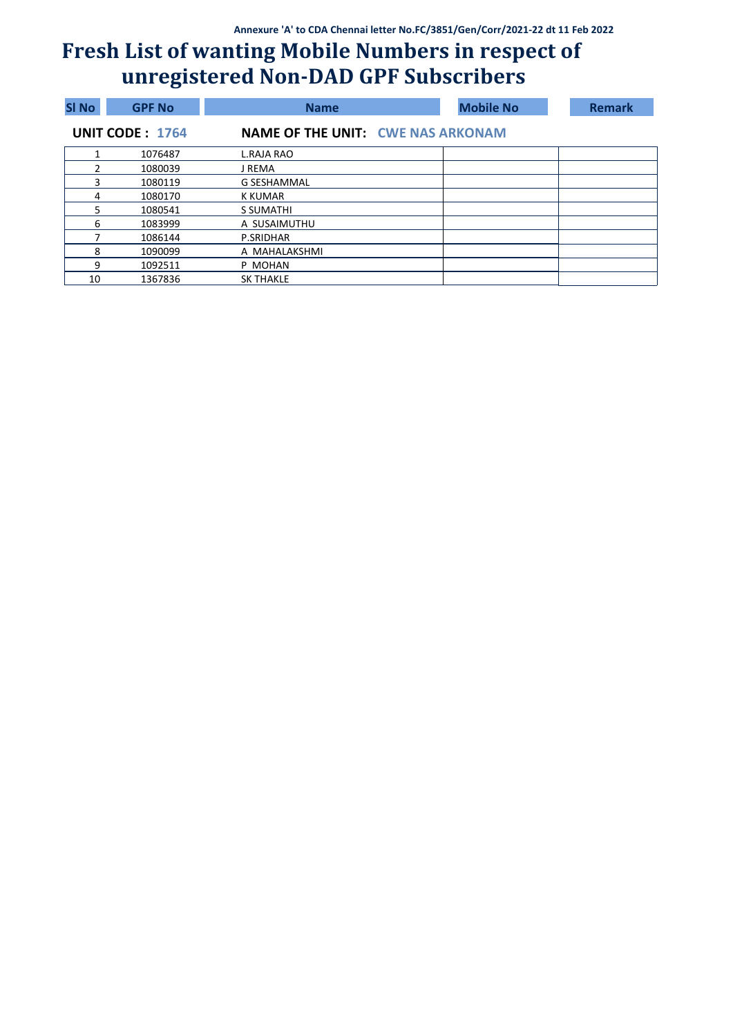Annexure 'A' to CDA Chennai letter No.FC/3851/Gen/Corr/2021-22 dt 11 Feb 2022

# Fresh List of wanting Mobile Numbers in respect of unregistered Non-DAD GPF Subscribers

**UNIT CODE : 1764** **NAME OF THE UNIT: CWE NAS ARKONAM**

| Sl No | GPF No | Name | Mobile No | Remark |
|---|---|---|---|---|
| 1 | 1076487 | L.RAJA RAO | | |
| 2 | 1080039 | J REMA | | |
| 3 | 1080119 | G SESHAMMAL | | |
| 4 | 1080170 | K KUMAR | | |
| 5 | 1080541 | S SUMATHI | | |
| 6 | 1083999 | A SUSAIMUTHU | | |
| 7 | 1086144 | P.SRIDHAR | | |
| 8 | 1090099 | A MAHALAKSHMI | | |
| 9 | 1092511 | P MOHAN | | |
| 10 | 1367836 | SK THAKLE | | |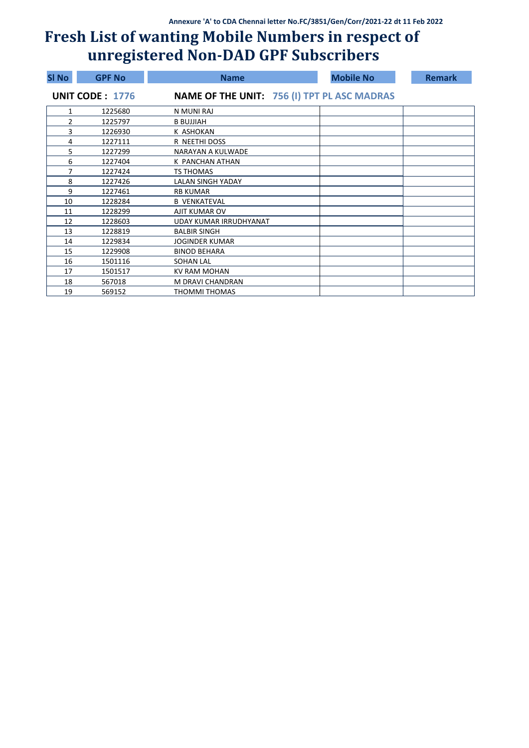Annexure 'A' to CDA Chennai letter No.FC/3851/Gen/Corr/2021-22 dt 11 Feb 2022

# Fresh List of wanting Mobile Numbers in respect of unregistered Non-DAD GPF Subscribers

**UNIT CODE : 1776** **NAME OF THE UNIT: 756 (I) TPT PL ASC MADRAS**

| Sl No | GPF No | Name | Mobile No | Remark |
|---|---|---|---|---|
| 1 | 1225680 | N MUNI RAJ | | |
| 2 | 1225797 | B BUJJIAH | | |
| 3 | 1226930 | K ASHOKAN | | |
| 4 | 1227111 | R NEETHI DOSS | | |
| 5 | 1227299 | NARAYAN A KULWADE | | |
| 6 | 1227404 | K PANCHAN ATHAN | | |
| 7 | 1227424 | TS THOMAS | | |
| 8 | 1227426 | LALAN SINGH YADAY | | |
| 9 | 1227461 | RB KUMAR | | |
| 10 | 1228284 | B VENKATEVAL | | |
| 11 | 1228299 | AJIT KUMAR OV | | |
| 12 | 1228603 | UDAY KUMAR IRRUDHYANAT | | |
| 13 | 1228819 | BALBIR SINGH | | |
| 14 | 1229834 | JOGINDER KUMAR | | |
| 15 | 1229908 | BINOD BEHARA | | |
| 16 | 1501116 | SOHAN LAL | | |
| 17 | 1501517 | KV RAM MOHAN | | |
| 18 | 567018 | M DRAVI CHANDRAN | | |
| 19 | 569152 | THOMMI THOMAS | | |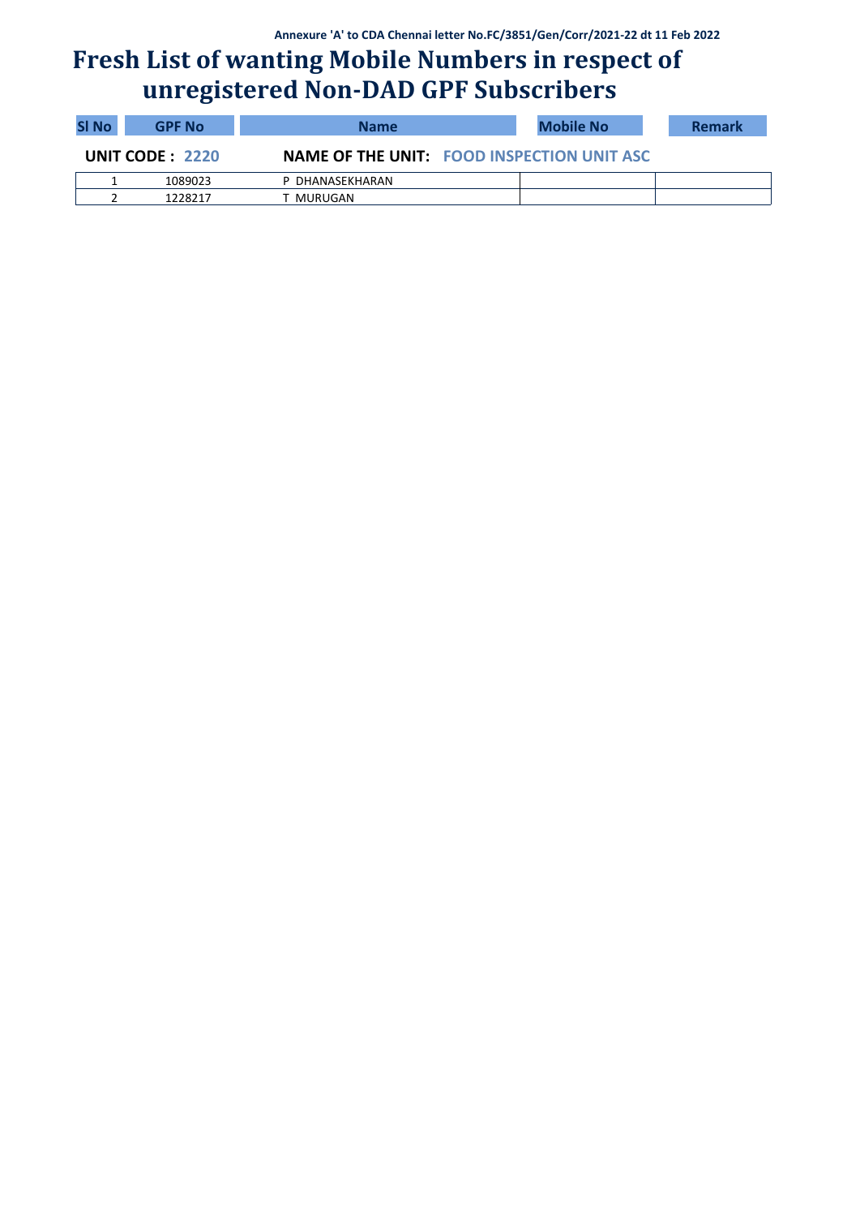Annexure 'A' to CDA Chennai letter No.FC/3851/Gen/Corr/2021-22 dt 11 Feb 2022

# Fresh List of wanting Mobile Numbers in respect of unregistered Non-DAD GPF Subscribers

**UNIT CODE : 2220** **NAME OF THE UNIT: FOOD INSPECTION UNIT ASC**

| Sl No | GPF No | Name | Mobile No | Remark |
|---|---|---|---|---|
| 1 | 1089023 | P DHANASEKHARAN | | |
| 2 | 1228217 | T MURUGAN | | |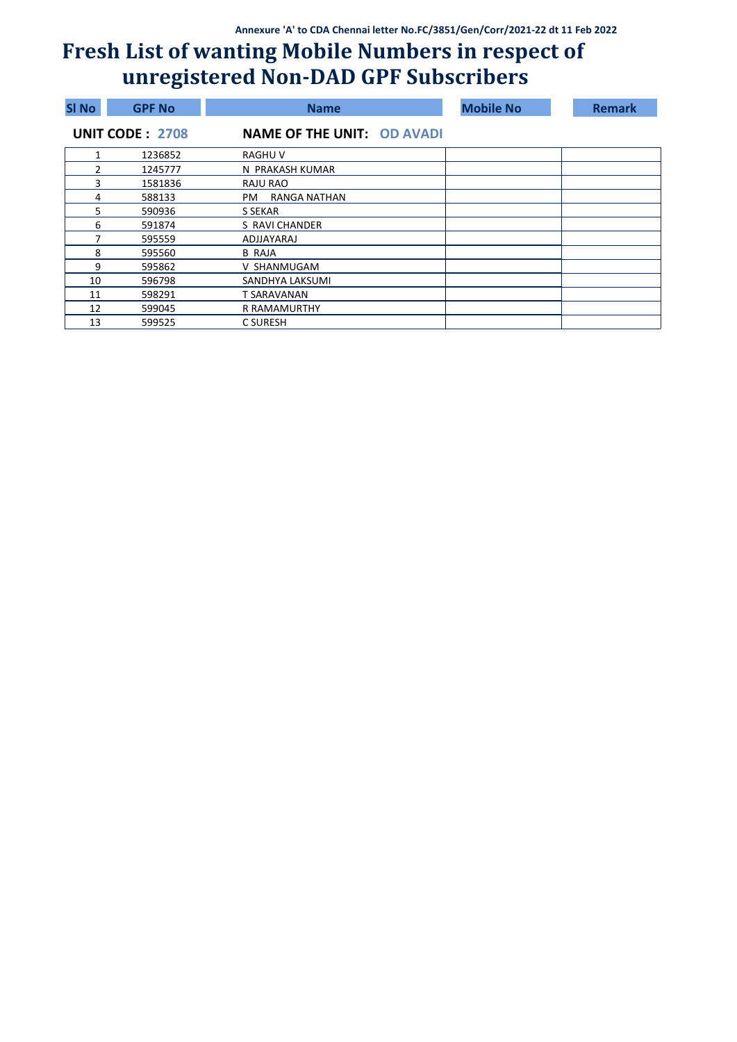Annexure 'A' to CDA Chennai letter No.FC/3851/Gen/Corr/2021-22 dt 11 Feb 2022

# Fresh List of wanting Mobile Numbers in respect of unregistered Non-DAD GPF Subscribers

**UNIT CODE : 2708** **NAME OF THE UNIT: OD AVADI**

| Sl No | GPF No | Name | Mobile No | Remark |
|---|---|---|---|---|
| 1 | 1236852 | RAGHU V | | |
| 2 | 1245777 | N PRAKASH KUMAR | | |
| 3 | 1581836 | RAJU RAO | | |
| 4 | 588133 | PM RANGA NATHAN | | |
| 5 | 590936 | S SEKAR | | |
| 6 | 591874 | S RAVI CHANDER | | |
| 7 | 595559 | ADJJAYARAJ | | |
| 8 | 595560 | B RAJA | | |
| 9 | 595862 | V SHANMUGAM | | |
| 10 | 596798 | SANDHYA LAKSUMI | | |
| 11 | 598291 | T SARAVANAN | | |
| 12 | 599045 | R RAMAMURTHY | | |
| 13 | 599525 | C SURESH | | |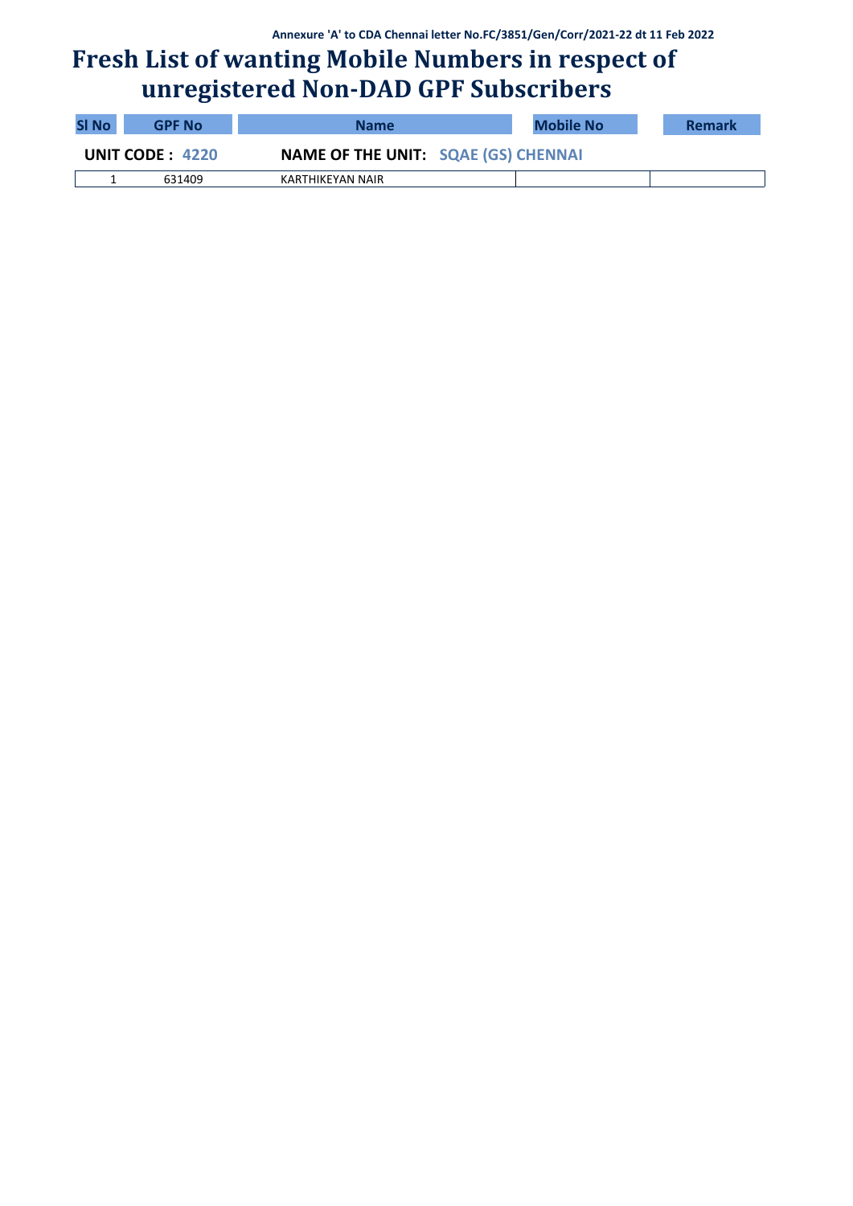Annexure 'A' to CDA Chennai letter No.FC/3851/Gen/Corr/2021-22 dt 11 Feb 2022

# Fresh List of wanting Mobile Numbers in respect of unregistered Non-DAD GPF Subscribers

| Sl No | GPF No | Name | Mobile No | Remark |
|---|---|---|---|---|
| **UNIT CODE : 4220** | | **NAME OF THE UNIT: SQAE (GS) CHENNAI** | | |
| 1 | 631409 | KARTHIKEYAN NAIR | | |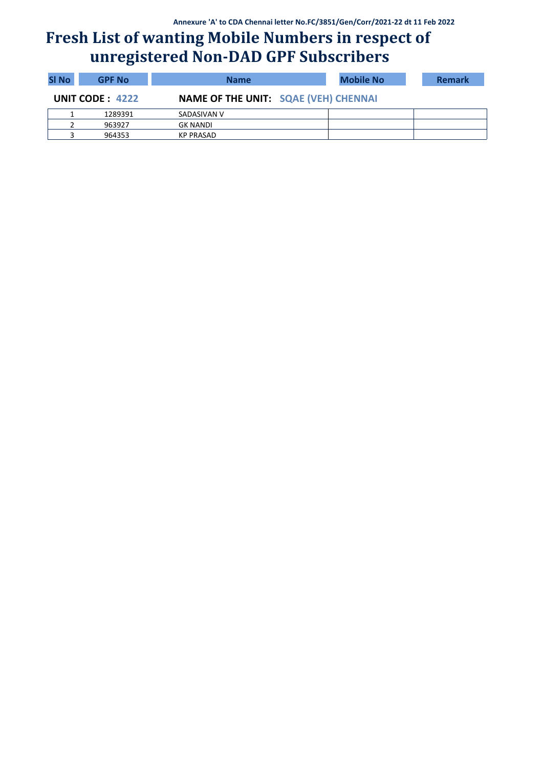Annexure 'A' to CDA Chennai letter No.FC/3851/Gen/Corr/2021-22 dt 11 Feb 2022

# Fresh List of wanting Mobile Numbers in respect of unregistered Non-DAD GPF Subscribers

**UNIT CODE : 4222** **NAME OF THE UNIT: SQAE (VEH) CHENNAI**

| Sl No | GPF No | Name | Mobile No | Remark |
|---|---|---|---|---|
| 1 | 1289391 | SADASIVAN V | | |
| 2 | 963927 | GK NANDI | | |
| 3 | 964353 | KP PRASAD | | |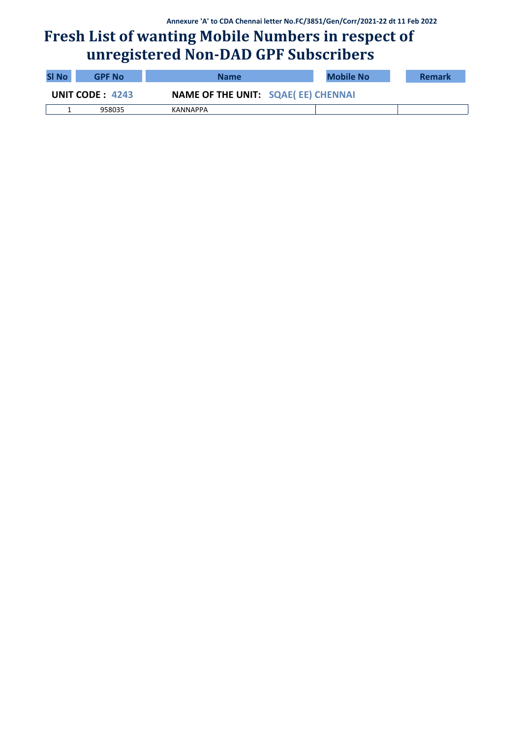Annexure 'A' to CDA Chennai letter No.FC/3851/Gen/Corr/2021-22 dt 11 Feb 2022

# Fresh List of wanting Mobile Numbers in respect of unregistered Non-DAD GPF Subscribers

| Sl No | GPF No | Name | Mobile No | Remark |
|---|---|---|---|---|
| **UNIT CODE : 4243** | | **NAME OF THE UNIT: SQAE( EE) CHENNAI** | | |
| 1 | 958035 | KANNAPPA | | |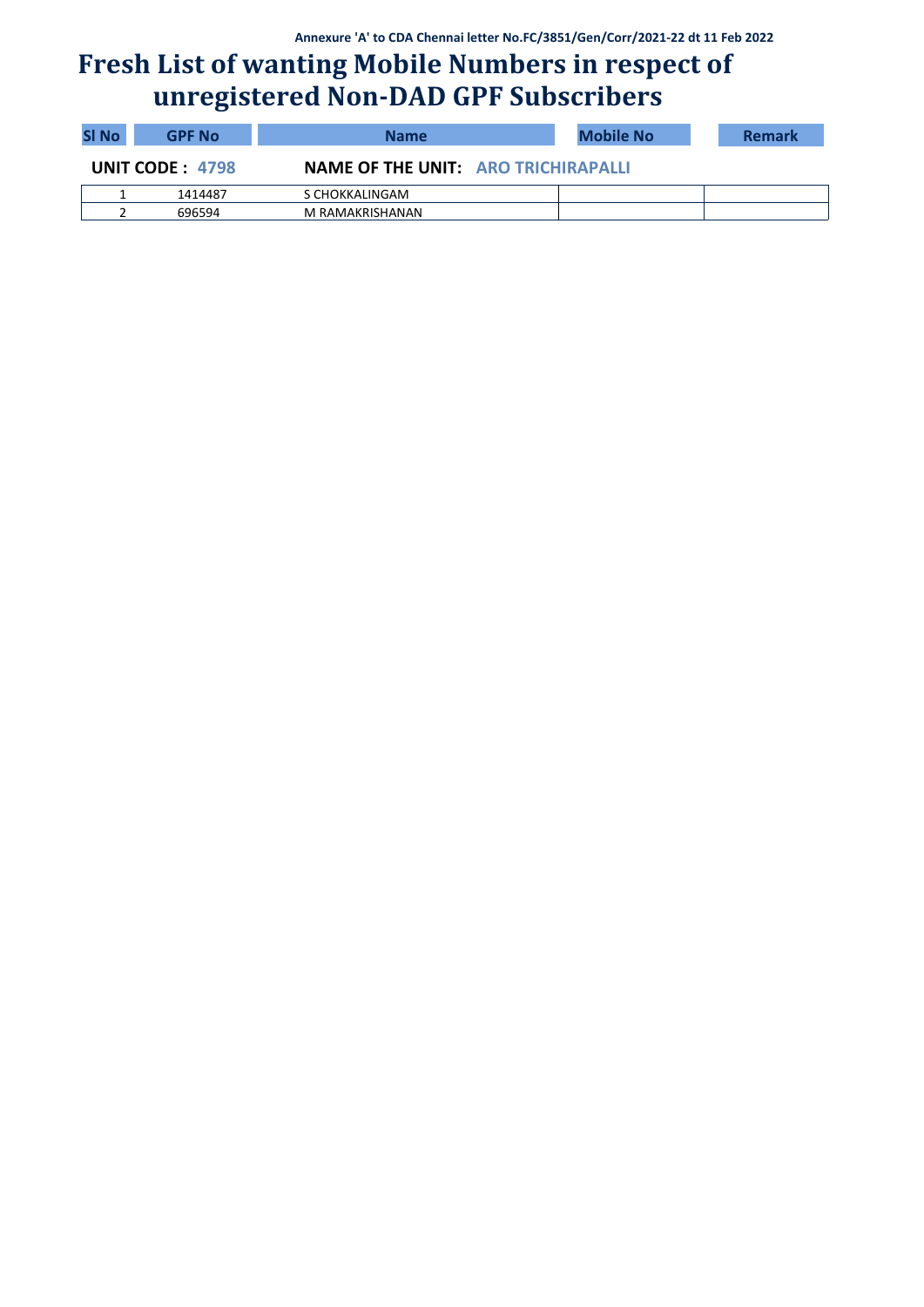Annexure 'A' to CDA Chennai letter No.FC/3851/Gen/Corr/2021-22 dt 11 Feb 2022

# Fresh List of wanting Mobile Numbers in respect of unregistered Non-DAD GPF Subscribers

**UNIT CODE : 4798** **NAME OF THE UNIT: ARO TRICHIRAPALLI**

| Sl No | GPF No | Name | Mobile No | Remark |
|---|---|---|---|---|
| 1 | 1414487 | S CHOKKALINGAM | | |
| 2 | 696594 | M RAMAKRISHANAN | | |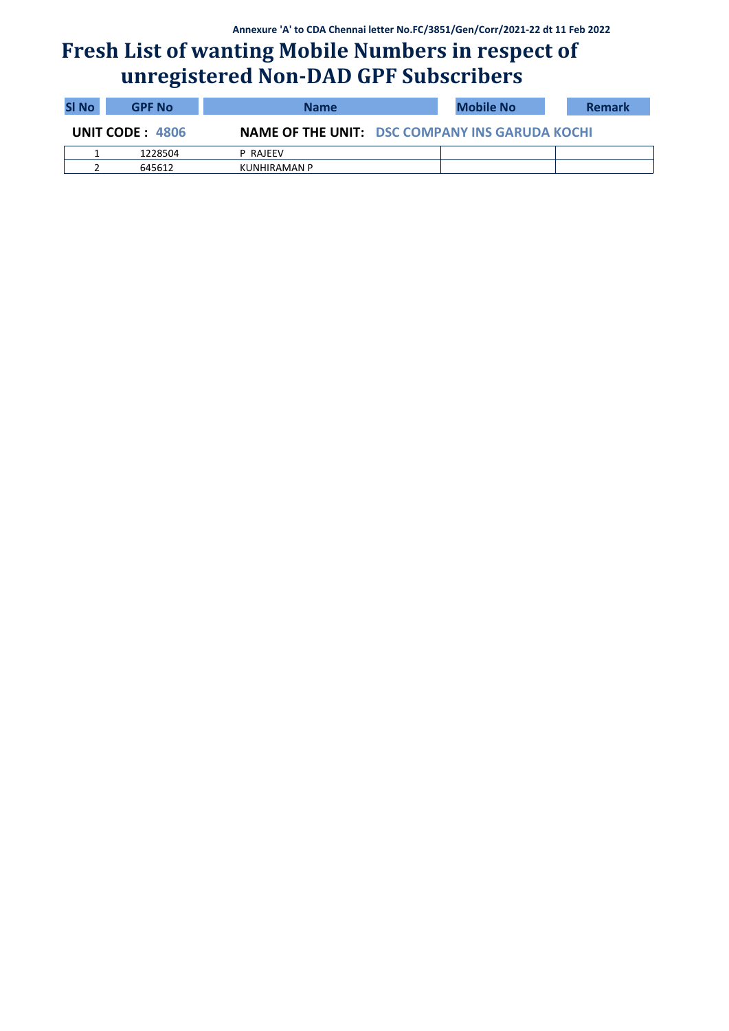Annexure 'A' to CDA Chennai letter No.FC/3851/Gen/Corr/2021-22 dt 11 Feb 2022

# Fresh List of wanting Mobile Numbers in respect of unregistered Non-DAD GPF Subscribers

**UNIT CODE : 4806** **NAME OF THE UNIT: DSC COMPANY INS GARUDA KOCHI**

| Sl No | GPF No | Name | Mobile No | Remark |
|---|---|---|---|---|
| 1 | 1228504 | P RAJEEV | | |
| 2 | 645612 | KUNHIRAMAN P | | |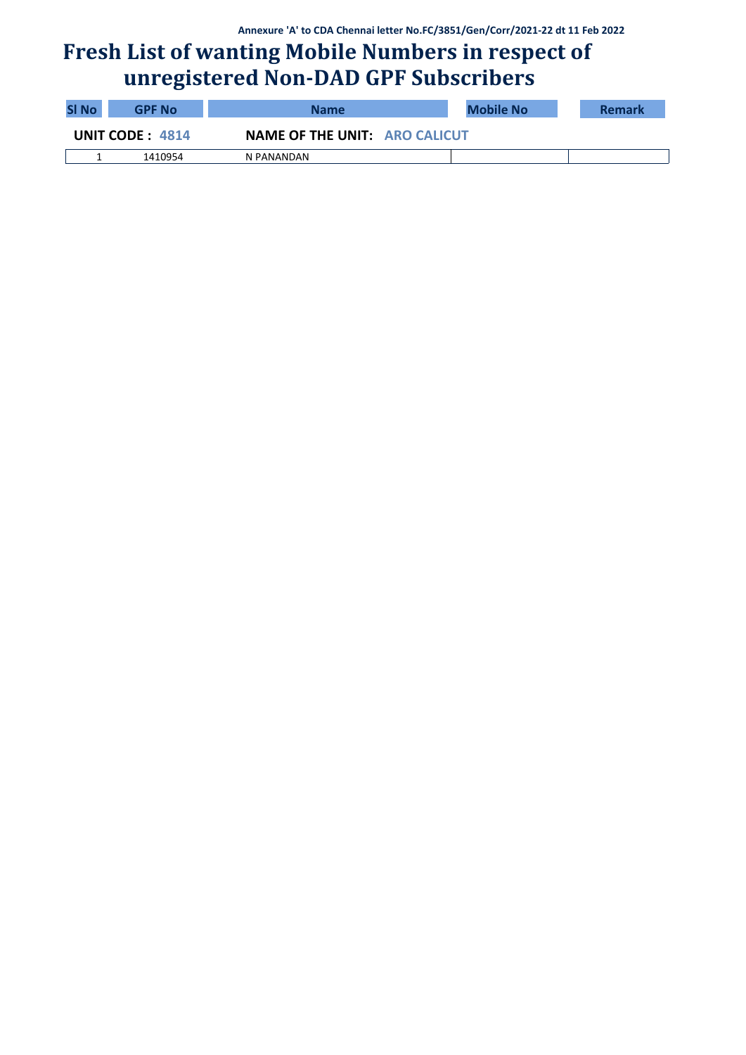Annexure 'A' to CDA Chennai letter No.FC/3851/Gen/Corr/2021-22 dt 11 Feb 2022

# Fresh List of wanting Mobile Numbers in respect of unregistered Non-DAD GPF Subscribers

**UNIT CODE : 4814** **NAME OF THE UNIT: ARO CALICUT**

| Sl No | GPF No | Name | Mobile No | Remark |
|---|---|---|---|---|
| 1 | 1410954 | N PANANDAN | | |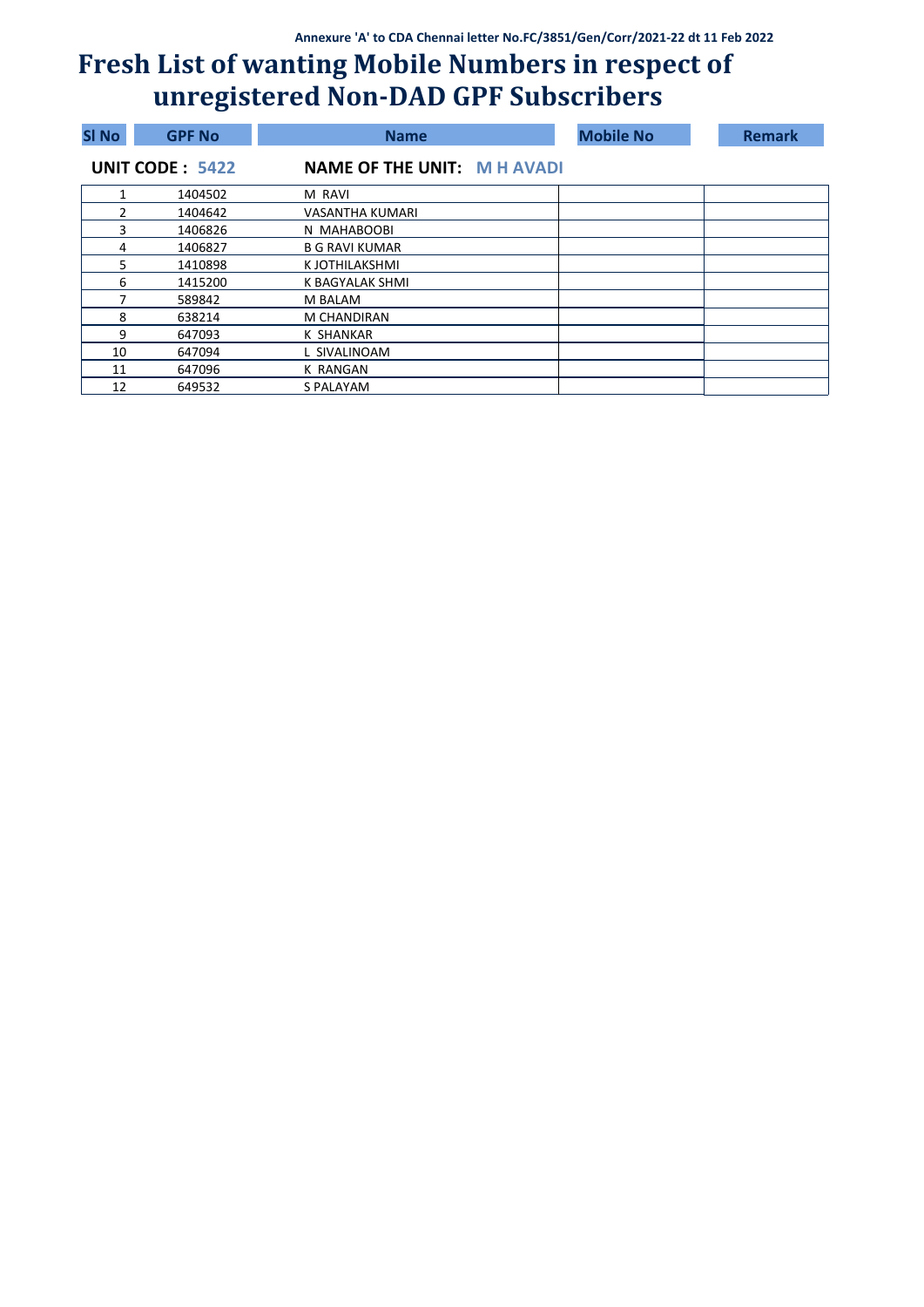Annexure 'A' to CDA Chennai letter No.FC/3851/Gen/Corr/2021-22 dt 11 Feb 2022

# Fresh List of wanting Mobile Numbers in respect of unregistered Non-DAD GPF Subscribers

**UNIT CODE : 5422** **NAME OF THE UNIT: M H AVADI**

| Sl No | GPF No | Name | Mobile No | Remark |
|---|---|---|---|---|
| 1 | 1404502 | M RAVI | | |
| 2 | 1404642 | VASANTHA KUMARI | | |
| 3 | 1406826 | N MAHABOOBI | | |
| 4 | 1406827 | B G RAVI KUMAR | | |
| 5 | 1410898 | K JOTHILAKSHMI | | |
| 6 | 1415200 | K BAGYALAK SHMI | | |
| 7 | 589842 | M BALAM | | |
| 8 | 638214 | M CHANDIRAN | | |
| 9 | 647093 | K SHANKAR | | |
| 10 | 647094 | L SIVALINOAM | | |
| 11 | 647096 | K RANGAN | | |
| 12 | 649532 | S PALAYAM | | |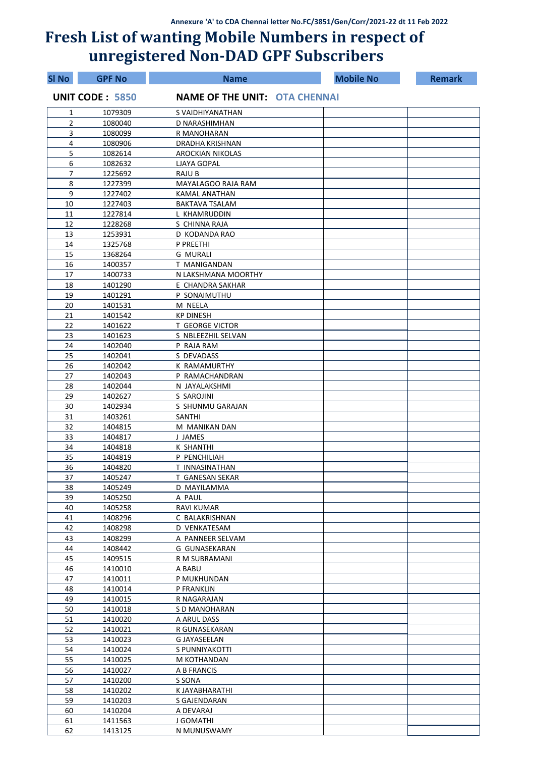Annexure 'A' to CDA Chennai letter No.FC/3851/Gen/Corr/2021-22 dt 11 Feb 2022

# Fresh List of wanting Mobile Numbers in respect of unregistered Non-DAD GPF Subscribers

**UNIT CODE : 5850** **NAME OF THE UNIT: OTA CHENNAI**

| Sl No | GPF No | Name | Mobile No | Remark |
|---|---|---|---|---|
| 1 | 1079309 | S VAIDHIYANATHAN | | |
| 2 | 1080040 | D NARASHIMHAN | | |
| 3 | 1080099 | R MANOHARAN | | |
| 4 | 1080906 | DRADHA KRISHNAN | | |
| 5 | 1082614 | AROCKIAN NIKOLAS | | |
| 6 | 1082632 | LJAYA GOPAL | | |
| 7 | 1225692 | RAJU B | | |
| 8 | 1227399 | MAYALAGOO RAJA RAM | | |
| 9 | 1227402 | KAMAL ANATHAN | | |
| 10 | 1227403 | BAKTAVA TSALAM | | |
| 11 | 1227814 | L KHAMRUDDIN | | |
| 12 | 1228268 | S CHINNA RAJA | | |
| 13 | 1253931 | D KODANDA RAO | | |
| 14 | 1325768 | P PREETHI | | |
| 15 | 1368264 | G MURALI | | |
| 16 | 1400357 | T MANIGANDAN | | |
| 17 | 1400733 | N LAKSHMANA MOORTHY | | |
| 18 | 1401290 | E CHANDRA SAKHAR | | |
| 19 | 1401291 | P SONAIMUTHU | | |
| 20 | 1401531 | M NEELA | | |
| 21 | 1401542 | KP DINESH | | |
| 22 | 1401622 | T GEORGE VICTOR | | |
| 23 | 1401623 | S NBLEEZHIL SELVAN | | |
| 24 | 1402040 | P RAJA RAM | | |
| 25 | 1402041 | S DEVADASS | | |
| 26 | 1402042 | K RAMAMURTHY | | |
| 27 | 1402043 | P RAMACHANDRAN | | |
| 28 | 1402044 | N JAYALAKSHMI | | |
| 29 | 1402627 | S SAROJINI | | |
| 30 | 1402934 | S SHUNMU GARAJAN | | |
| 31 | 1403261 | SANTHI | | |
| 32 | 1404815 | M MANIKAN DAN | | |
| 33 | 1404817 | J JAMES | | |
| 34 | 1404818 | K SHANTHI | | |
| 35 | 1404819 | P PENCHILIAH | | |
| 36 | 1404820 | T INNASINATHAN | | |
| 37 | 1405247 | T GANESAN SEKAR | | |
| 38 | 1405249 | D MAYILAMMA | | |
| 39 | 1405250 | A PAUL | | |
| 40 | 1405258 | RAVI KUMAR | | |
| 41 | 1408296 | C BALAKRISHNAN | | |
| 42 | 1408298 | D VENKATESAM | | |
| 43 | 1408299 | A PANNEER SELVAM | | |
| 44 | 1408442 | G GUNASEKARAN | | |
| 45 | 1409515 | R M SUBRAMANI | | |
| 46 | 1410010 | A BABU | | |
| 47 | 1410011 | P MUKHUNDAN | | |
| 48 | 1410014 | P FRANKLIN | | |
| 49 | 1410015 | R NAGARAJAN | | |
| 50 | 1410018 | S D MANOHARAN | | |
| 51 | 1410020 | A ARUL DASS | | |
| 52 | 1410021 | R GUNASEKARAN | | |
| 53 | 1410023 | G JAYASEELAN | | |
| 54 | 1410024 | S PUNNIYAKOTTI | | |
| 55 | 1410025 | M KOTHANDAN | | |
| 56 | 1410027 | A B FRANCIS | | |
| 57 | 1410200 | S SONA | | |
| 58 | 1410202 | K JAYABHARATHI | | |
| 59 | 1410203 | S GAJENDARAN | | |
| 60 | 1410204 | A DEVARAJ | | |
| 61 | 1411563 | J GOMATHI | | |
| 62 | 1413125 | N MUNUSWAMY | | |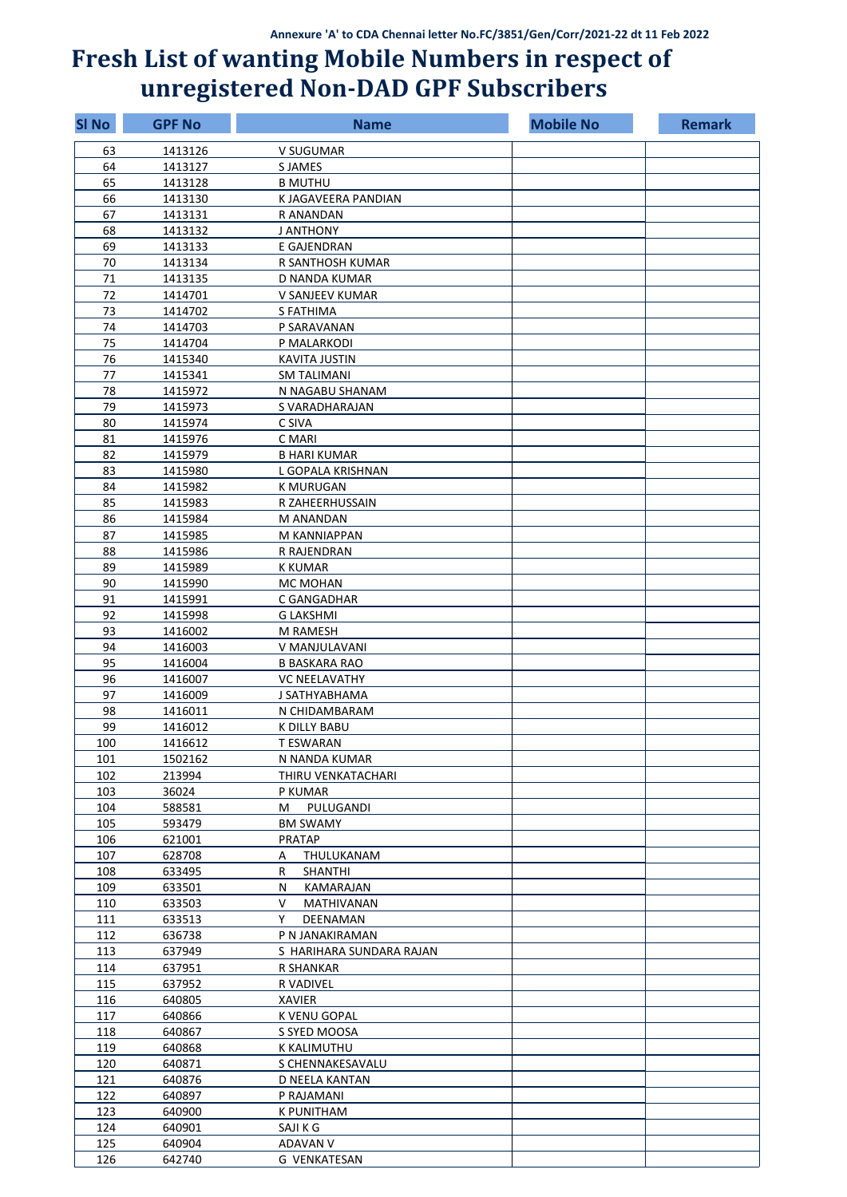Annexure 'A' to CDA Chennai letter No.FC/3851/Gen/Corr/2021-22 dt 11 Feb 2022

# Fresh List of wanting Mobile Numbers in respect of unregistered Non-DAD GPF Subscribers

| Sl No | GPF No | Name | Mobile No | Remark |
|---|---|---|---|---|
| 63 | 1413126 | V SUGUMAR | | |
| 64 | 1413127 | S JAMES | | |
| 65 | 1413128 | B MUTHU | | |
| 66 | 1413130 | K JAGAVEERA PANDIAN | | |
| 67 | 1413131 | R ANANDAN | | |
| 68 | 1413132 | J ANTHONY | | |
| 69 | 1413133 | E GAJENDRAN | | |
| 70 | 1413134 | R SANTHOSH KUMAR | | |
| 71 | 1413135 | D NANDA KUMAR | | |
| 72 | 1414701 | V SANJEEV KUMAR | | |
| 73 | 1414702 | S FATHIMA | | |
| 74 | 1414703 | P SARAVANAN | | |
| 75 | 1414704 | P MALARKODI | | |
| 76 | 1415340 | KAVITA JUSTIN | | |
| 77 | 1415341 | SM TALIMANI | | |
| 78 | 1415972 | N NAGABU SHANAM | | |
| 79 | 1415973 | S VARADHARAJAN | | |
| 80 | 1415974 | C SIVA | | |
| 81 | 1415976 | C MARI | | |
| 82 | 1415979 | B HARI KUMAR | | |
| 83 | 1415980 | L GOPALA KRISHNAN | | |
| 84 | 1415982 | K MURUGAN | | |
| 85 | 1415983 | R ZAHEERHUSSAIN | | |
| 86 | 1415984 | M ANANDAN | | |
| 87 | 1415985 | M KANNIAPPAN | | |
| 88 | 1415986 | R RAJENDRAN | | |
| 89 | 1415989 | K KUMAR | | |
| 90 | 1415990 | MC MOHAN | | |
| 91 | 1415991 | C GANGADHAR | | |
| 92 | 1415998 | G LAKSHMI | | |
| 93 | 1416002 | M RAMESH | | |
| 94 | 1416003 | V MANJULAVANI | | |
| 95 | 1416004 | B BASKARA RAO | | |
| 96 | 1416007 | VC NEELAVATHY | | |
| 97 | 1416009 | J SATHYABHAMA | | |
| 98 | 1416011 | N CHIDAMBARAM | | |
| 99 | 1416012 | K DILLY BABU | | |
| 100 | 1416612 | T ESWARAN | | |
| 101 | 1502162 | N NANDA KUMAR | | |
| 102 | 213994 | THIRU VENKATACHARI | | |
| 103 | 36024 | P KUMAR | | |
| 104 | 588581 | M PULUGANDI | | |
| 105 | 593479 | BM SWAMY | | |
| 106 | 621001 | PRATAP | | |
| 107 | 628708 | A THULUKANAM | | |
| 108 | 633495 | R SHANTHI | | |
| 109 | 633501 | N KAMARAJAN | | |
| 110 | 633503 | V MATHIVANAN | | |
| 111 | 633513 | Y DEENAMAN | | |
| 112 | 636738 | P N JANAKIRAMAN | | |
| 113 | 637949 | S HARIHARA SUNDARA RAJAN | | |
| 114 | 637951 | R SHANKAR | | |
| 115 | 637952 | R VADIVEL | | |
| 116 | 640805 | XAVIER | | |
| 117 | 640866 | K VENU GOPAL | | |
| 118 | 640867 | S SYED MOOSA | | |
| 119 | 640868 | K KALIMUTHU | | |
| 120 | 640871 | S CHENNAKESAVALU | | |
| 121 | 640876 | D NEELA KANTAN | | |
| 122 | 640897 | P RAJAMANI | | |
| 123 | 640900 | K PUNITHAM | | |
| 124 | 640901 | SAJI K G | | |
| 125 | 640904 | ADAVAN V | | |
| 126 | 642740 | G VENKATESAN | | |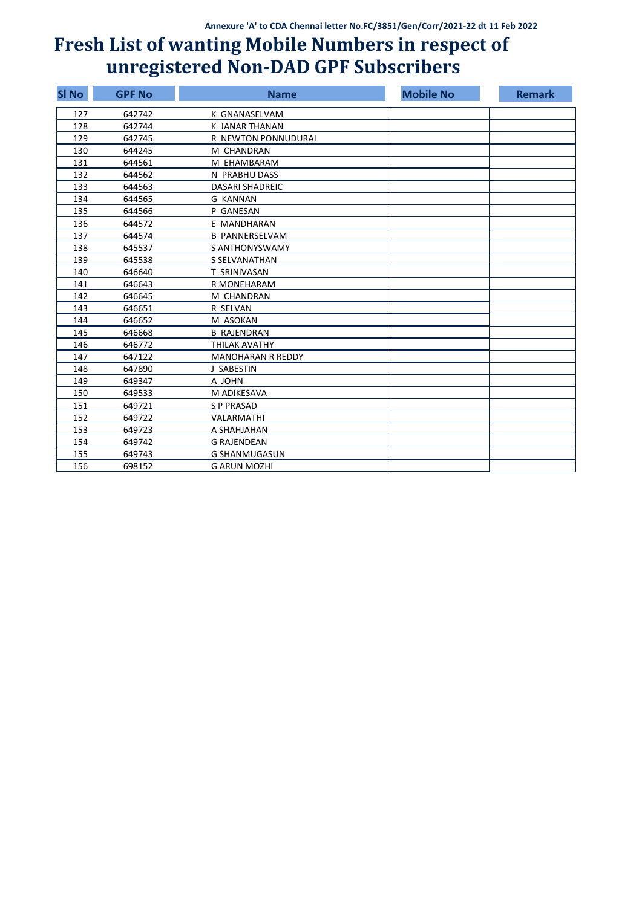Annexure 'A' to CDA Chennai letter No.FC/3851/Gen/Corr/2021-22 dt 11 Feb 2022

# Fresh List of wanting Mobile Numbers in respect of unregistered Non-DAD GPF Subscribers

| Sl No | GPF No | Name | Mobile No | Remark |
|---|---|---|---|---|
| 127 | 642742 | K GNANASELVAM | | |
| 128 | 642744 | K JANAR THANAN | | |
| 129 | 642745 | R NEWTON PONNUDURAI | | |
| 130 | 644245 | M CHANDRAN | | |
| 131 | 644561 | M EHAMBARAM | | |
| 132 | 644562 | N PRABHU DASS | | |
| 133 | 644563 | DASARI SHADREIC | | |
| 134 | 644565 | G KANNAN | | |
| 135 | 644566 | P GANESAN | | |
| 136 | 644572 | E MANDHARAN | | |
| 137 | 644574 | B PANNERSELVAM | | |
| 138 | 645537 | S ANTHONYSWAMY | | |
| 139 | 645538 | S SELVANATHAN | | |
| 140 | 646640 | T SRINIVASAN | | |
| 141 | 646643 | R MONEHARAM | | |
| 142 | 646645 | M CHANDRAN | | |
| 143 | 646651 | R SELVAN | | |
| 144 | 646652 | M ASOKAN | | |
| 145 | 646668 | B RAJENDRAN | | |
| 146 | 646772 | THILAK AVATHY | | |
| 147 | 647122 | MANOHARAN R REDDY | | |
| 148 | 647890 | J SABESTIN | | |
| 149 | 649347 | A JOHN | | |
| 150 | 649533 | M ADIKESAVA | | |
| 151 | 649721 | S P PRASAD | | |
| 152 | 649722 | VALARMATHI | | |
| 153 | 649723 | A SHAHJAHAN | | |
| 154 | 649742 | G RAJENDEAN | | |
| 155 | 649743 | G SHANMUGASUN | | |
| 156 | 698152 | G ARUN MOZHI | | |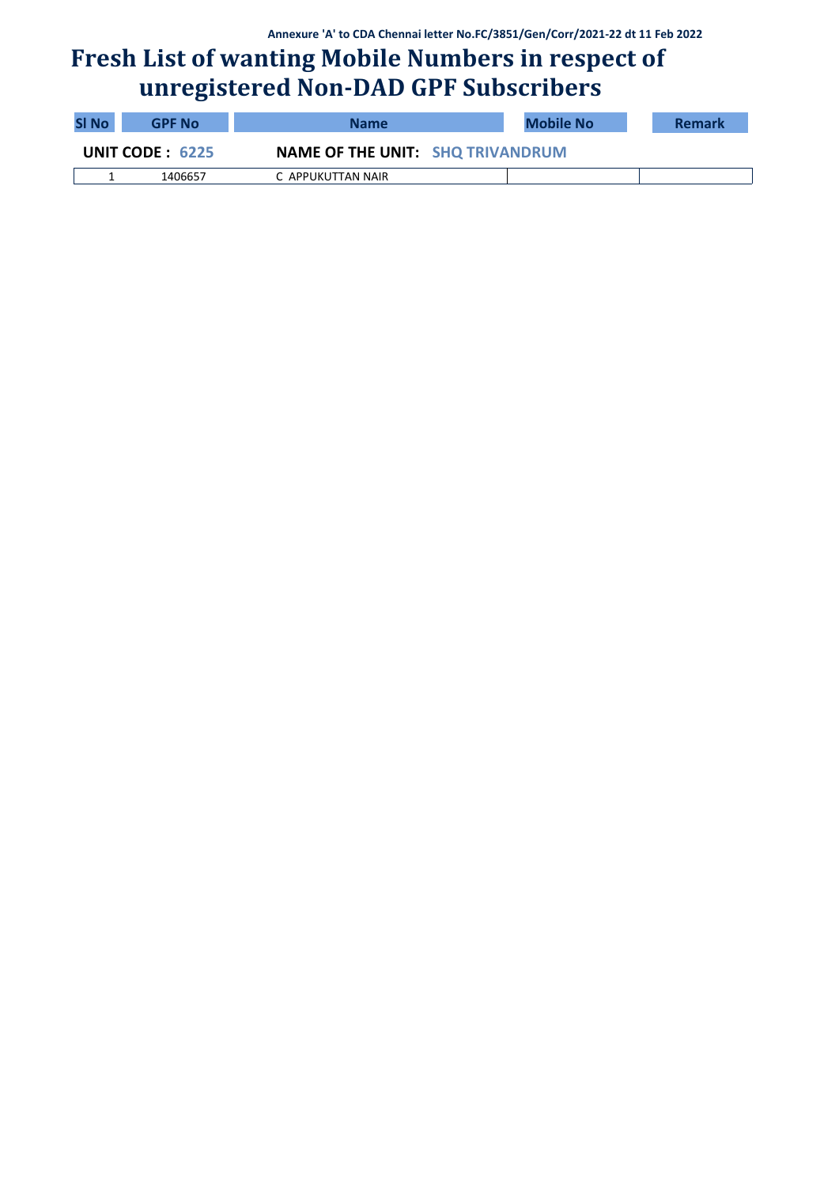Annexure 'A' to CDA Chennai letter No.FC/3851/Gen/Corr/2021-22 dt 11 Feb 2022

# Fresh List of wanting Mobile Numbers in respect of unregistered Non-DAD GPF Subscribers

**UNIT CODE : 6225** **NAME OF THE UNIT: SHQ TRIVANDRUM**

| Sl No | GPF No | Name | Mobile No | Remark |
|---|---|---|---|---|
| 1 | 1406657 | C APPUKUTTAN NAIR | | |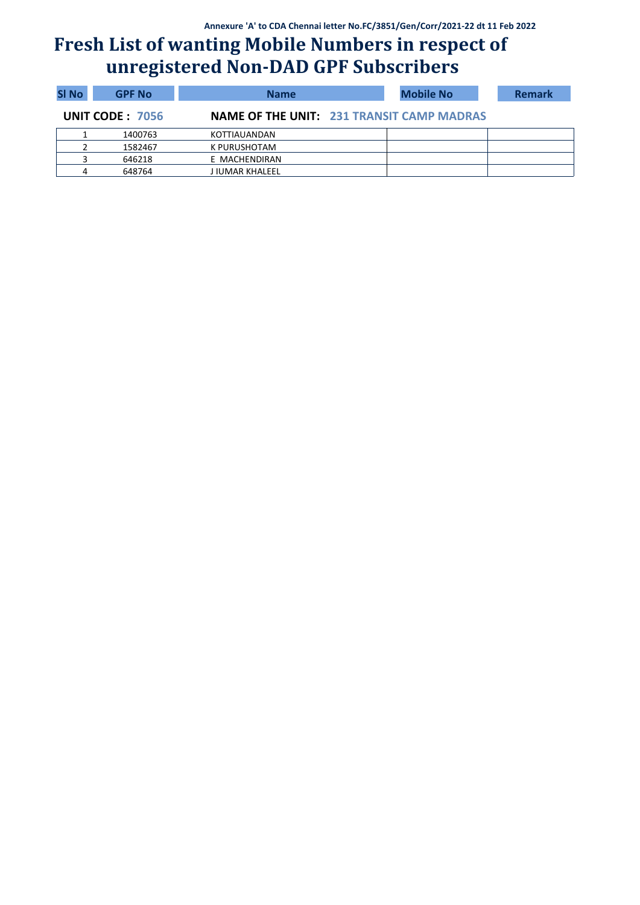Annexure 'A' to CDA Chennai letter No.FC/3851/Gen/Corr/2021-22 dt 11 Feb 2022

# Fresh List of wanting Mobile Numbers in respect of unregistered Non-DAD GPF Subscribers

| Sl No | GPF No | Name | Mobile No | Remark |
|---|---|---|---|---|
| **UNIT CODE : 7056** | | **NAME OF THE UNIT: 231 TRANSIT CAMP MADRAS** | | |
| 1 | 1400763 | KOTTIAUANDAN | | |
| 2 | 1582467 | K PURUSHOTAM | | |
| 3 | 646218 | E MACHENDIRAN | | |
| 4 | 648764 | J IUMAR KHALEEL | | |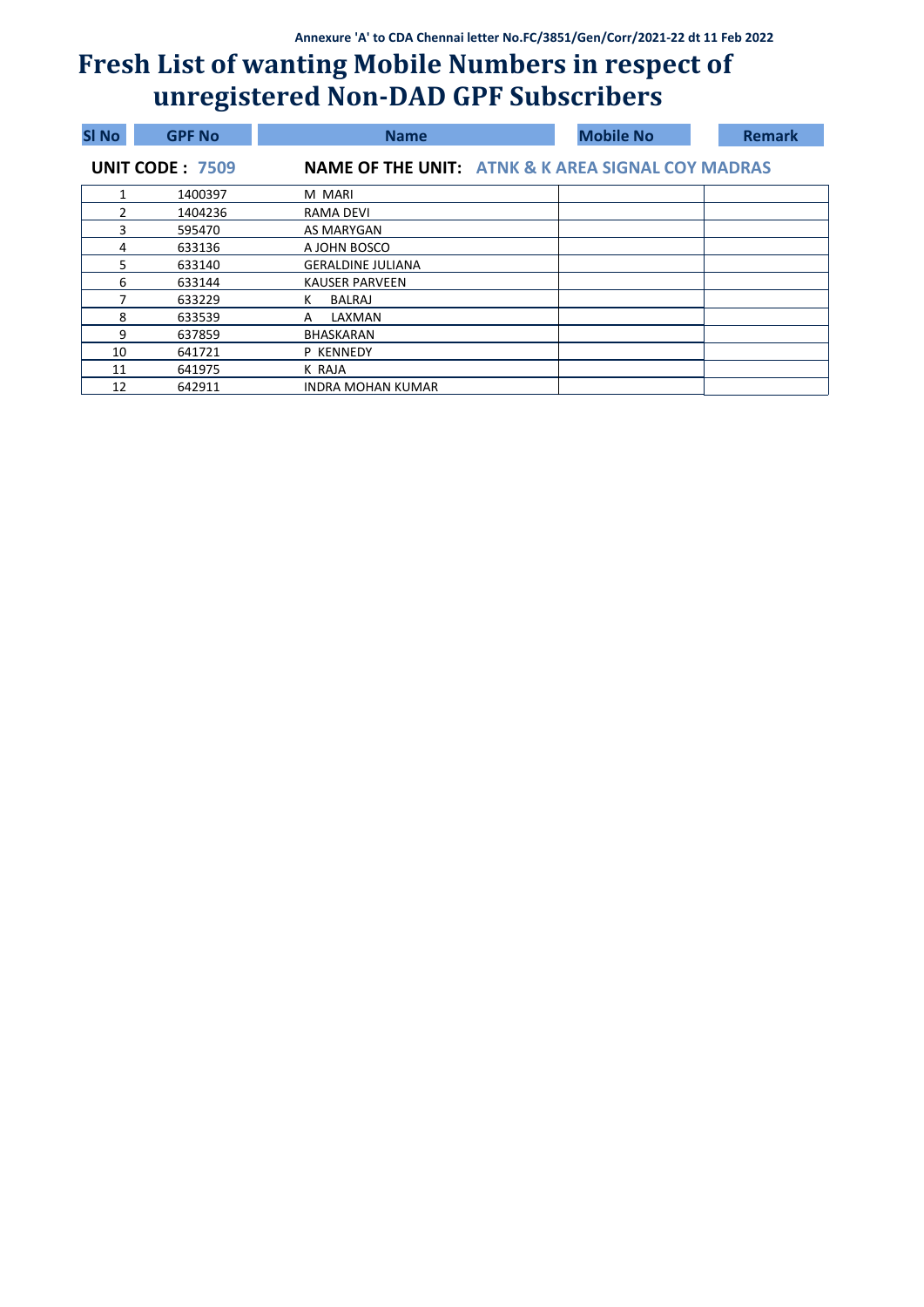Annexure 'A' to CDA Chennai letter No.FC/3851/Gen/Corr/2021-22 dt 11 Feb 2022

# Fresh List of wanting Mobile Numbers in respect of unregistered Non-DAD GPF Subscribers

**UNIT CODE : 7509** **NAME OF THE UNIT: ATNK & K AREA SIGNAL COY MADRAS**

| Sl No | GPF No | Name | Mobile No | Remark |
|---|---|---|---|---|
| 1 | 1400397 | M MARI | | |
| 2 | 1404236 | RAMA DEVI | | |
| 3 | 595470 | AS MARYGAN | | |
| 4 | 633136 | A JOHN BOSCO | | |
| 5 | 633140 | GERALDINE JULIANA | | |
| 6 | 633144 | KAUSER PARVEEN | | |
| 7 | 633229 | K BALRAJ | | |
| 8 | 633539 | A LAXMAN | | |
| 9 | 637859 | BHASKARAN | | |
| 10 | 641721 | P KENNEDY | | |
| 11 | 641975 | K RAJA | | |
| 12 | 642911 | INDRA MOHAN KUMAR | | |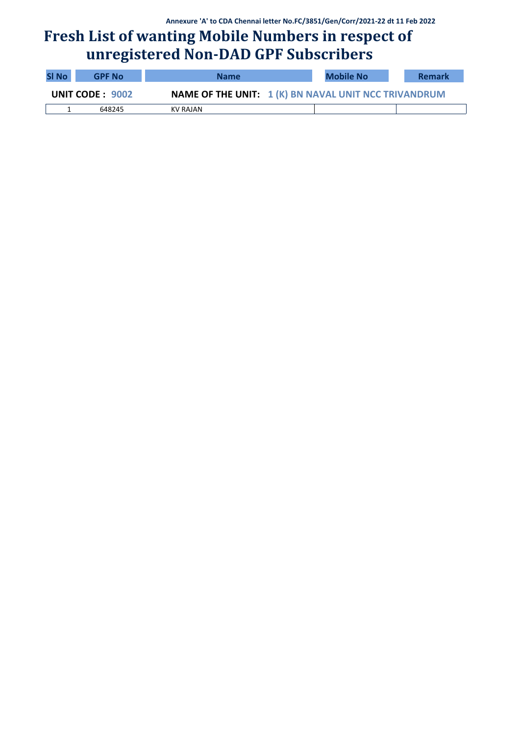Annexure 'A' to CDA Chennai letter No.FC/3851/Gen/Corr/2021-22 dt 11 Feb 2022

# Fresh List of wanting Mobile Numbers in respect of unregistered Non-DAD GPF Subscribers

| Sl No | GPF No | Name | Mobile No | Remark |
|---|---|---|---|---|
| **UNIT CODE : 9002** | | **NAME OF THE UNIT: 1 (K) BN NAVAL UNIT NCC TRIVANDRUM** | | |
| 1 | 648245 | KV RAJAN | | |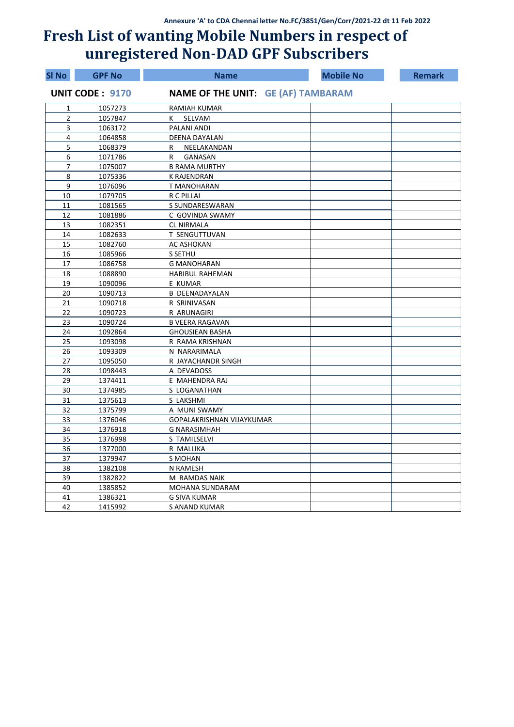Annexure 'A' to CDA Chennai letter No.FC/3851/Gen/Corr/2021-22 dt 11 Feb 2022

# Fresh List of wanting Mobile Numbers in respect of unregistered Non-DAD GPF Subscribers

**UNIT CODE : 9170** **NAME OF THE UNIT: GE (AF) TAMBARAM**

| Sl No | GPF No | Name | Mobile No | Remark |
|---|---|---|---|---|
| 1 | 1057273 | RAMIAH KUMAR | | |
| 2 | 1057847 | K SELVAM | | |
| 3 | 1063172 | PALANI ANDI | | |
| 4 | 1064858 | DEENA DAYALAN | | |
| 5 | 1068379 | R NEELAKANDAN | | |
| 6 | 1071786 | R GANASAN | | |
| 7 | 1075007 | B RAMA MURTHY | | |
| 8 | 1075336 | K RAJENDRAN | | |
| 9 | 1076096 | T MANOHARAN | | |
| 10 | 1079705 | R C PILLAI | | |
| 11 | 1081565 | S SUNDARESWARAN | | |
| 12 | 1081886 | C GOVINDA SWAMY | | |
| 13 | 1082351 | CL NIRMALA | | |
| 14 | 1082633 | T SENGUTTUVAN | | |
| 15 | 1082760 | AC ASHOKAN | | |
| 16 | 1085966 | S SETHU | | |
| 17 | 1086758 | G MANOHARAN | | |
| 18 | 1088890 | HABIBUL RAHEMAN | | |
| 19 | 1090096 | E KUMAR | | |
| 20 | 1090713 | B DEENADAYALAN | | |
| 21 | 1090718 | R SRINIVASAN | | |
| 22 | 1090723 | R ARUNAGIRI | | |
| 23 | 1090724 | B VEERA RAGAVAN | | |
| 24 | 1092864 | GHOUSIEAN BASHA | | |
| 25 | 1093098 | R RAMA KRISHNAN | | |
| 26 | 1093309 | N NARARIMALA | | |
| 27 | 1095050 | R JAYACHANDR SINGH | | |
| 28 | 1098443 | A DEVADOSS | | |
| 29 | 1374411 | E MAHENDRA RAJ | | |
| 30 | 1374985 | S LOGANATHAN | | |
| 31 | 1375613 | S LAKSHMI | | |
| 32 | 1375799 | A MUNI SWAMY | | |
| 33 | 1376046 | GOPALAKRISHNAN VIJAYKUMAR | | |
| 34 | 1376918 | G NARASIMHAH | | |
| 35 | 1376998 | S TAMILSELVI | | |
| 36 | 1377000 | R MALLIKA | | |
| 37 | 1379947 | S MOHAN | | |
| 38 | 1382108 | N RAMESH | | |
| 39 | 1382822 | M RAMDAS NAIK | | |
| 40 | 1385852 | MOHANA SUNDARAM | | |
| 41 | 1386321 | G SIVA KUMAR | | |
| 42 | 1415992 | S ANAND KUMAR | | |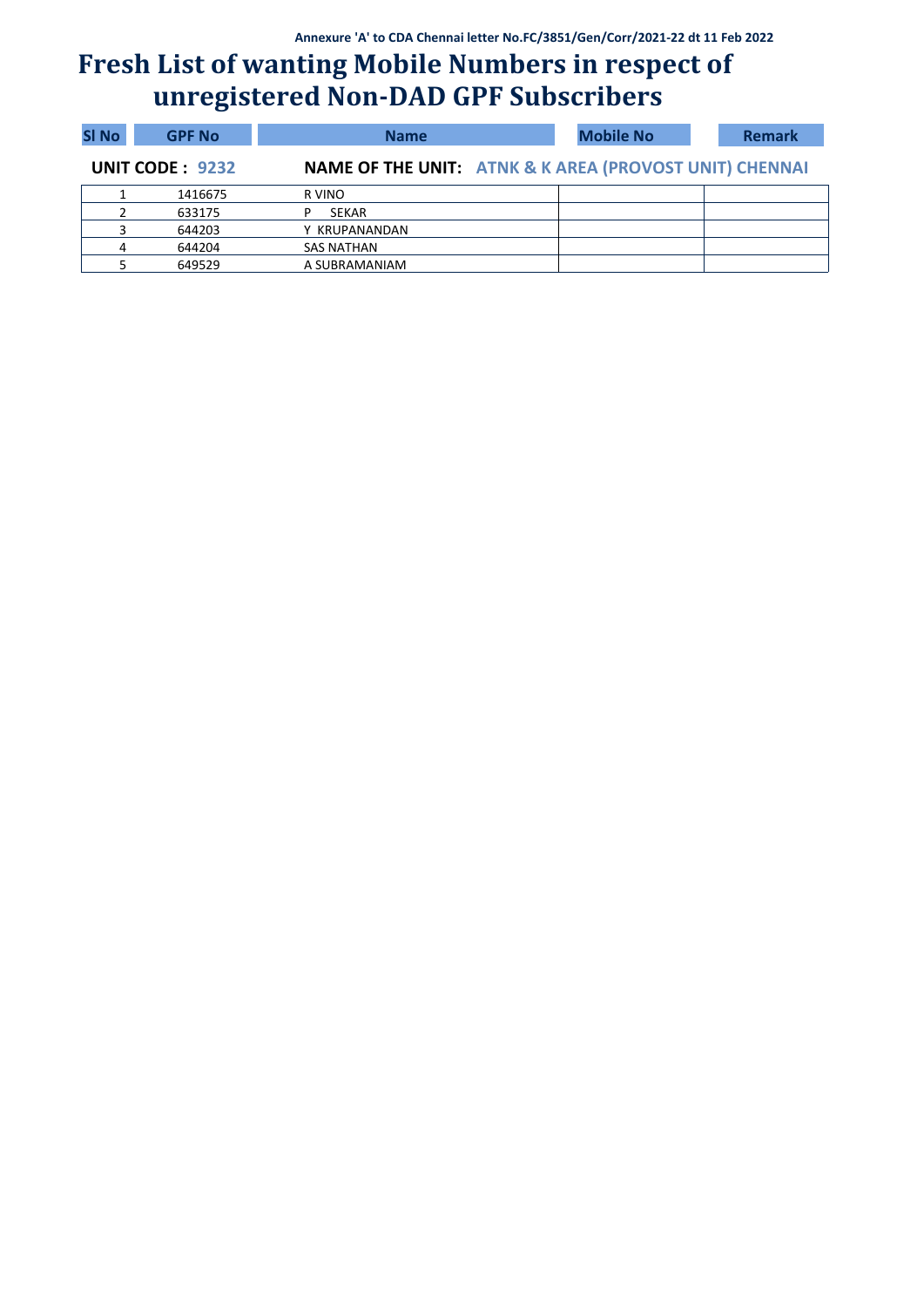Annexure 'A' to CDA Chennai letter No.FC/3851/Gen/Corr/2021-22 dt 11 Feb 2022

# Fresh List of wanting Mobile Numbers in respect of unregistered Non-DAD GPF Subscribers

**UNIT CODE : 9232** **NAME OF THE UNIT: ATNK & K AREA (PROVOST UNIT) CHENNAI**

| Sl No | GPF No | Name | Mobile No | Remark |
|---|---|---|---|---|
| 1 | 1416675 | R VINO | | |
| 2 | 633175 | P SEKAR | | |
| 3 | 644203 | Y KRUPANANDAN | | |
| 4 | 644204 | SAS NATHAN | | |
| 5 | 649529 | A SUBRAMANIAM | | |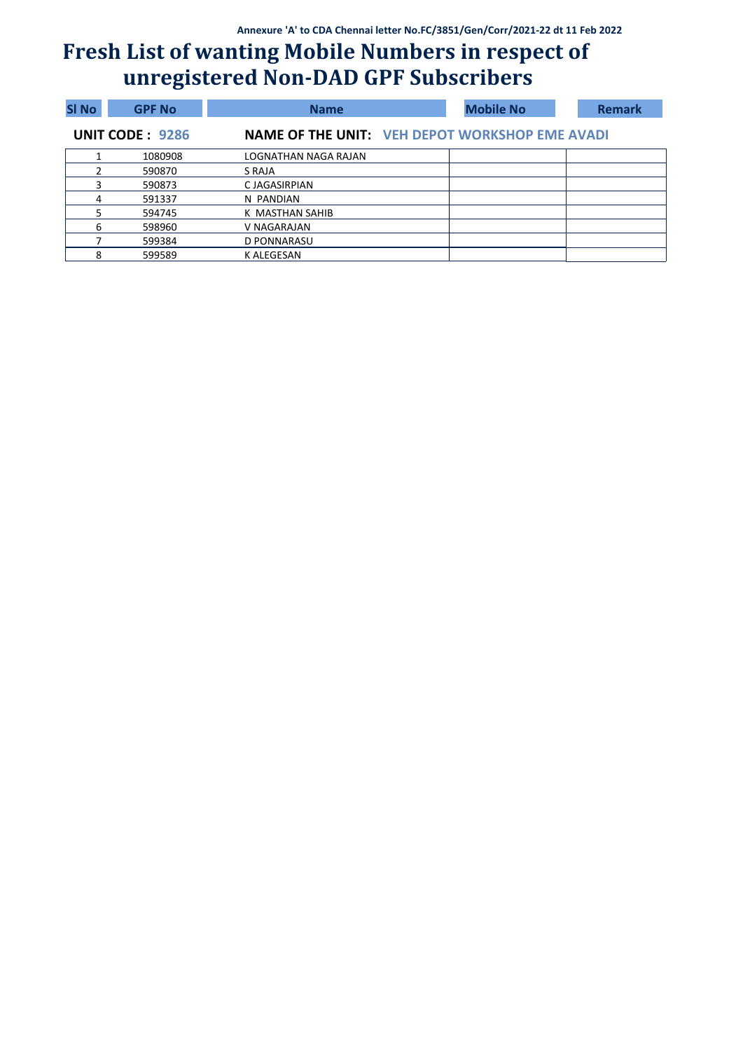Annexure 'A' to CDA Chennai letter No.FC/3851/Gen/Corr/2021-22 dt 11 Feb 2022

# Fresh List of wanting Mobile Numbers in respect of unregistered Non-DAD GPF Subscribers

**UNIT CODE : 9286** **NAME OF THE UNIT: VEH DEPOT WORKSHOP EME AVADI**

| Sl No | GPF No | Name | Mobile No | Remark |
|---|---|---|---|---|
| 1 | 1080908 | LOGNATHAN NAGA RAJAN | | |
| 2 | 590870 | S RAJA | | |
| 3 | 590873 | C JAGASIRPIAN | | |
| 4 | 591337 | N PANDIAN | | |
| 5 | 594745 | K MASTHAN SAHIB | | |
| 6 | 598960 | V NAGARAJAN | | |
| 7 | 599384 | D PONNARASU | | |
| 8 | 599589 | K ALEGESAN | | |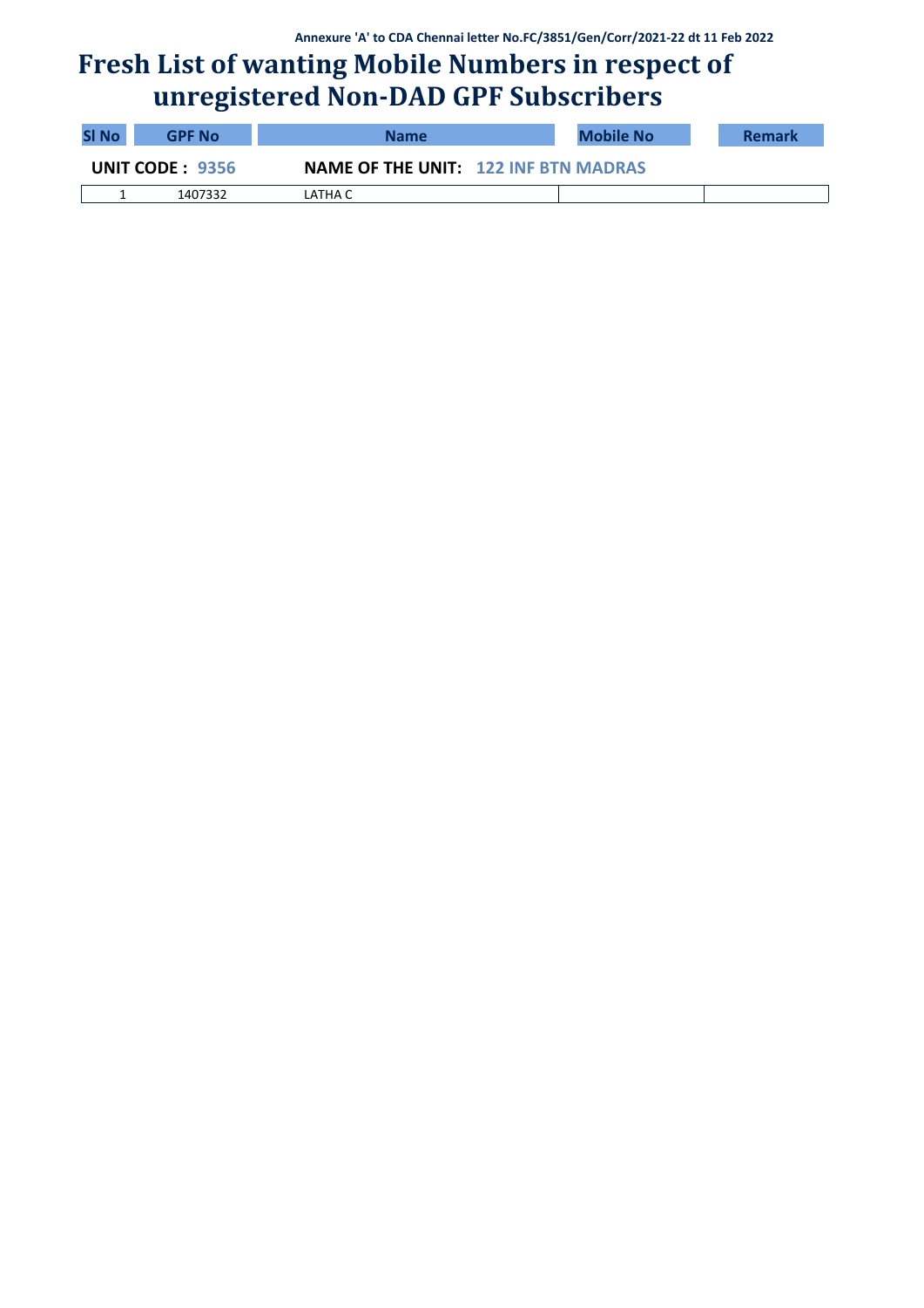Annexure 'A' to CDA Chennai letter No.FC/3851/Gen/Corr/2021-22 dt 11 Feb 2022

# Fresh List of wanting Mobile Numbers in respect of unregistered Non-DAD GPF Subscribers

| Sl No | GPF No | Name | Mobile No | Remark |
|---|---|---|---|---|
| **UNIT CODE : 9356** | | **NAME OF THE UNIT: 122 INF BTN MADRAS** | | |
| 1 | 1407332 | LATHA C | | |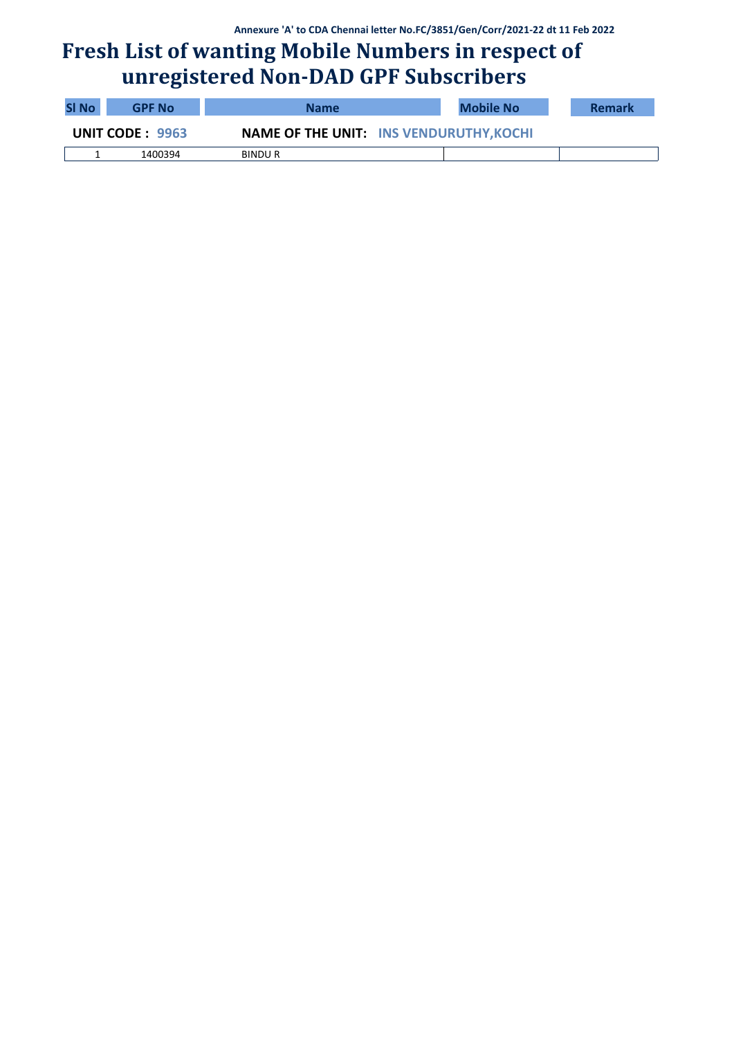Annexure 'A' to CDA Chennai letter No.FC/3851/Gen/Corr/2021-22 dt 11 Feb 2022

# Fresh List of wanting Mobile Numbers in respect of unregistered Non-DAD GPF Subscribers

**UNIT CODE : 9963** **NAME OF THE UNIT: INS VENDURUTHY,KOCHI**

| Sl No | GPF No | Name | Mobile No | Remark |
|---|---|---|---|---|
| 1 | 1400394 | BINDU R | | |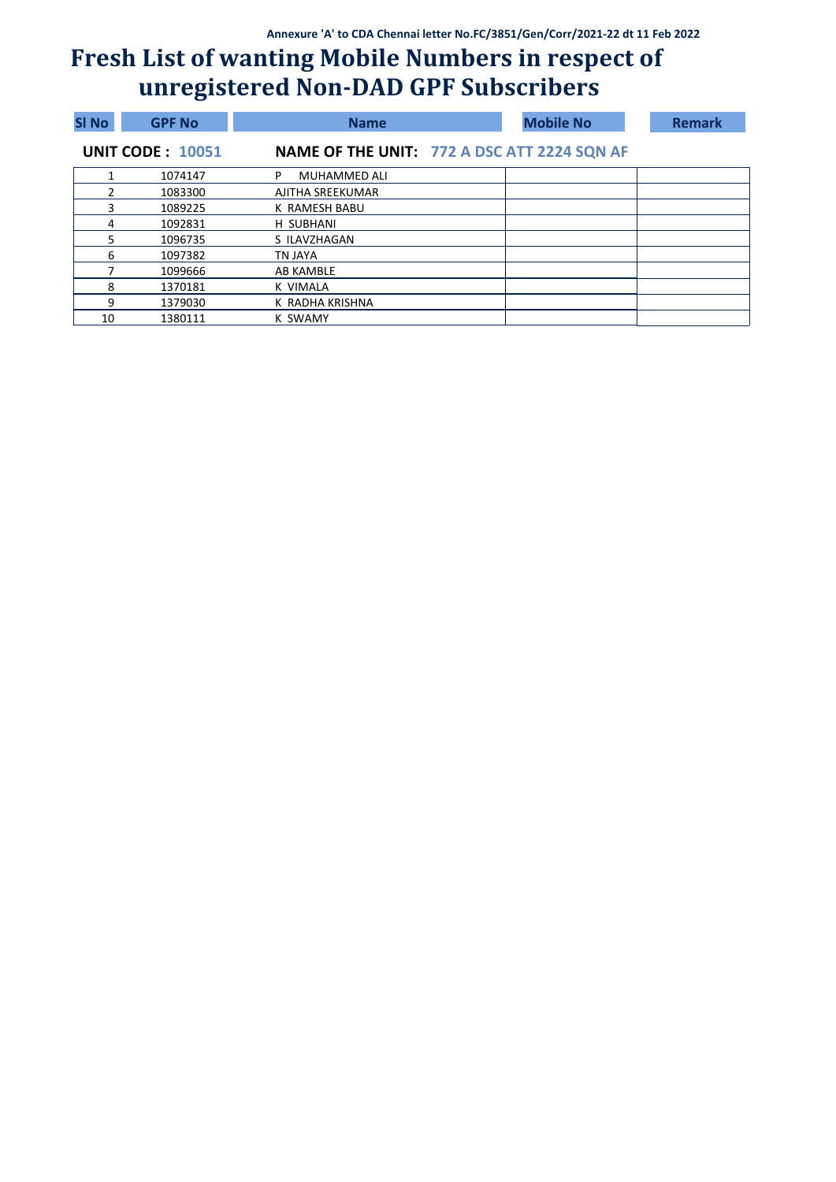Annexure 'A' to CDA Chennai letter No.FC/3851/Gen/Corr/2021-22 dt 11 Feb 2022

# Fresh List of wanting Mobile Numbers in respect of unregistered Non-DAD GPF Subscribers

**UNIT CODE : 10051** **NAME OF THE UNIT: 772 A DSC ATT 2224 SQN AF**

| Sl No | GPF No | Name | Mobile No | Remark |
|---|---|---|---|---|
| 1 | 1074147 | P MUHAMMED ALI | | |
| 2 | 1083300 | AJITHA SREEKUMAR | | |
| 3 | 1089225 | K RAMESH BABU | | |
| 4 | 1092831 | H SUBHANI | | |
| 5 | 1096735 | S ILAVZHAGAN | | |
| 6 | 1097382 | TN JAYA | | |
| 7 | 1099666 | AB KAMBLE | | |
| 8 | 1370181 | K VIMALA | | |
| 9 | 1379030 | K RADHA KRISHNA | | |
| 10 | 1380111 | K SWAMY | | |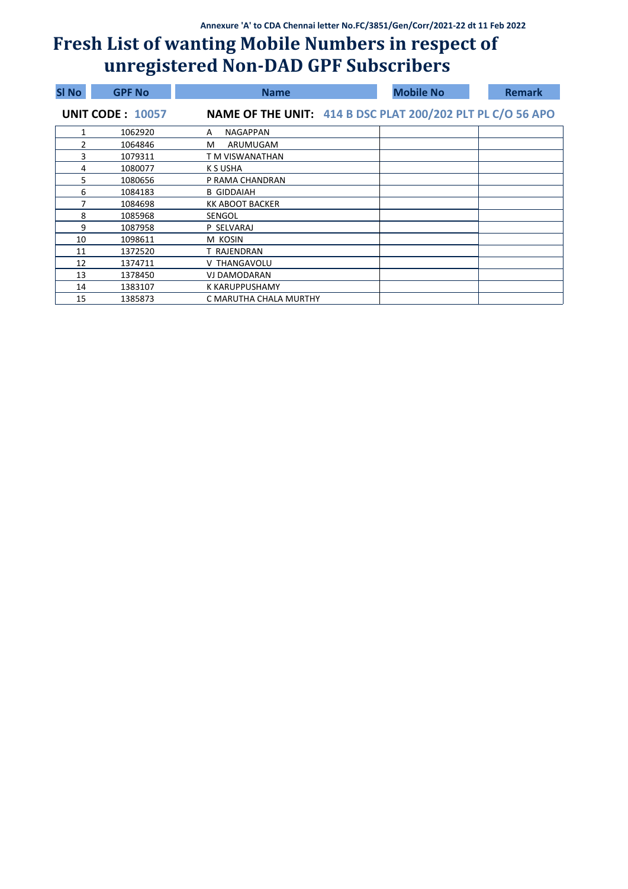Annexure 'A' to CDA Chennai letter No.FC/3851/Gen/Corr/2021-22 dt 11 Feb 2022

# Fresh List of wanting Mobile Numbers in respect of unregistered Non-DAD GPF Subscribers

**UNIT CODE : 10057** **NAME OF THE UNIT: 414 B DSC PLAT 200/202 PLT PL C/O 56 APO**

| Sl No | GPF No | Name | Mobile No | Remark |
|---|---|---|---|---|
| 1 | 1062920 | A NAGAPPAN | | |
| 2 | 1064846 | M ARUMUGAM | | |
| 3 | 1079311 | T M VISWANATHAN | | |
| 4 | 1080077 | K S USHA | | |
| 5 | 1080656 | P RAMA CHANDRAN | | |
| 6 | 1084183 | B GIDDAIAH | | |
| 7 | 1084698 | KK ABOOT BACKER | | |
| 8 | 1085968 | SENGOL | | |
| 9 | 1087958 | P SELVARAJ | | |
| 10 | 1098611 | M KOSIN | | |
| 11 | 1372520 | T RAJENDRAN | | |
| 12 | 1374711 | V THANGAVOLU | | |
| 13 | 1378450 | VJ DAMODARAN | | |
| 14 | 1383107 | K KARUPPUSHAMY | | |
| 15 | 1385873 | C MARUTHA CHALA MURTHY | | |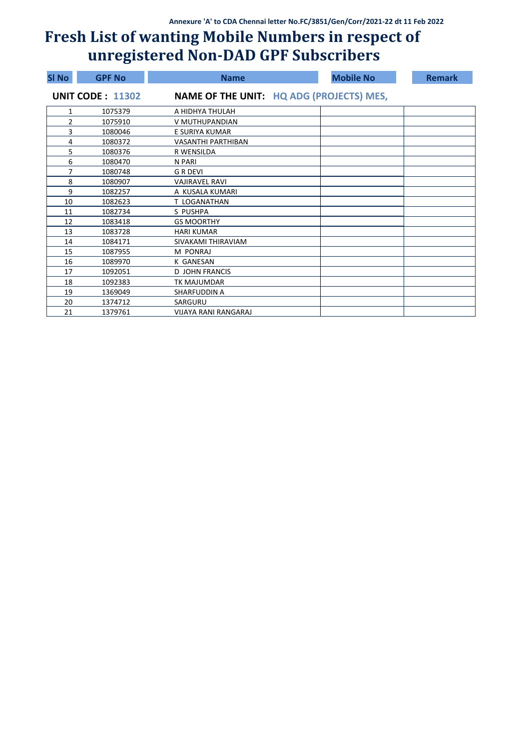Annexure 'A' to CDA Chennai letter No.FC/3851/Gen/Corr/2021-22 dt 11 Feb 2022

# Fresh List of wanting Mobile Numbers in respect of unregistered Non-DAD GPF Subscribers

**UNIT CODE : 11302** **NAME OF THE UNIT: HQ ADG (PROJECTS) MES,**

| Sl No | GPF No | Name | Mobile No | Remark |
|---|---|---|---|---|
| 1 | 1075379 | A HIDHYA THULAH | | |
| 2 | 1075910 | V MUTHUPANDIAN | | |
| 3 | 1080046 | E SURIYA KUMAR | | |
| 4 | 1080372 | VASANTHI PARTHIBAN | | |
| 5 | 1080376 | R WENSILDA | | |
| 6 | 1080470 | N PARI | | |
| 7 | 1080748 | G R DEVI | | |
| 8 | 1080907 | VAJIRAVEL RAVI | | |
| 9 | 1082257 | A KUSALA KUMARI | | |
| 10 | 1082623 | T LOGANATHAN | | |
| 11 | 1082734 | S PUSHPA | | |
| 12 | 1083418 | GS MOORTHY | | |
| 13 | 1083728 | HARI KUMAR | | |
| 14 | 1084171 | SIVAKAMI THIRAVIAM | | |
| 15 | 1087955 | M PONRAJ | | |
| 16 | 1089970 | K GANESAN | | |
| 17 | 1092051 | D JOHN FRANCIS | | |
| 18 | 1092383 | TK MAJUMDAR | | |
| 19 | 1369049 | SHARFUDDIN A | | |
| 20 | 1374712 | SARGURU | | |
| 21 | 1379761 | VIJAYA RANI RANGARAJ | | |